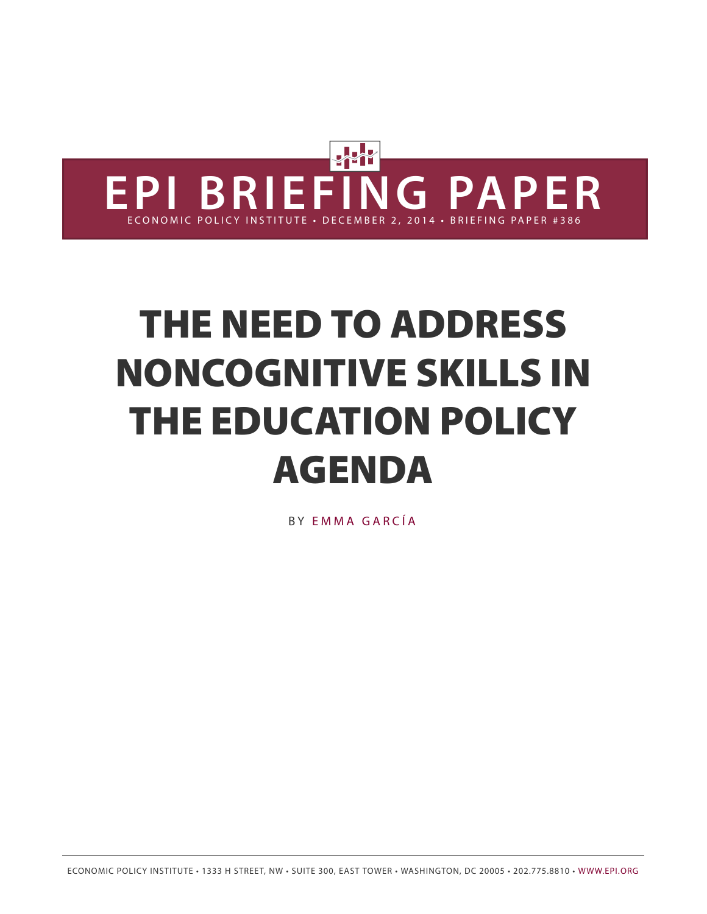# EPI BRIEFING PAPER

ECONOMIC POLICY INSTITUTE • DECEMBER 2, 2014 • BRIEFING PAPER #386

# THE NEED TO ADDRESS NONCOGNITIVE SKILLS IN THE EDUCATION POLICY AGENDA

BY EMMA GARCÍA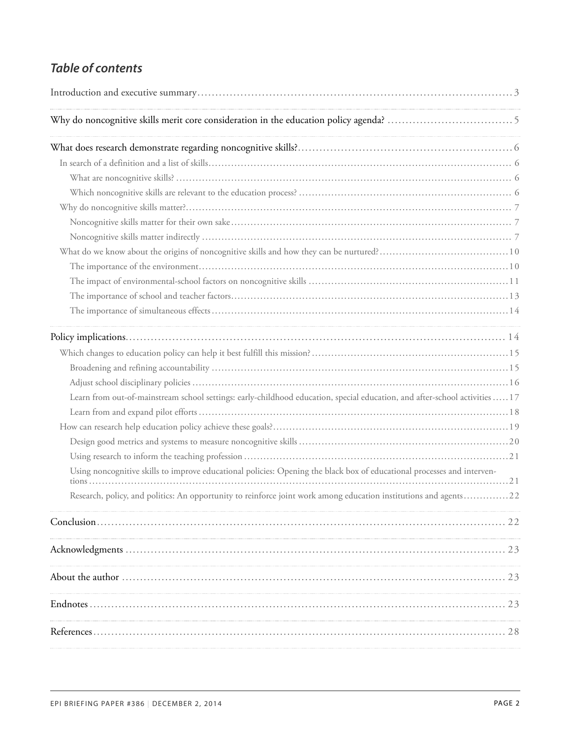## *Table of contents*

Introduction and executive summary .......... 3

Why do noncognitive skills merit core consideration in the education policy agenda? .......... 5

What does research demonstrate regarding noncognitive skills? .......... 6

- In search of a definition and a list of skills .......... 6
  - What are noncognitive skills? .......... 6
  - Which noncognitive skills are relevant to the education process? .......... 6
- Why do noncognitive skills matter? .......... 7
  - Noncognitive skills matter for their own sake .......... 7
  - Noncognitive skills matter indirectly .......... 7
- What do we know about the origins of noncognitive skills and how they can be nurtured? .......... 10
  - The importance of the environment .......... 10
  - The impact of environmental-school factors on noncognitive skills .......... 11
  - The importance of school and teacher factors .......... 13
  - The importance of simultaneous effects .......... 14

Policy implications .......... 14

- Which changes to education policy can help it best fulfill this mission? .......... 15
  - Broadening and refining accountability .......... 15
  - Adjust school disciplinary policies .......... 16
  - Learn from out-of-mainstream school settings: early-childhood education, special education, and after-school activities .......... 17
  - Learn from and expand pilot efforts .......... 18
- How can research help education policy achieve these goals? .......... 19
  - Design good metrics and systems to measure noncognitive skills .......... 20
  - Using research to inform the teaching profession .......... 21
  - Using noncognitive skills to improve educational policies: Opening the black box of educational processes and interventions .......... 21
  - Research, policy, and politics: An opportunity to reinforce joint work among education institutions and agents .......... 22

Conclusion .......... 22

Acknowledgments .......... 23

About the author .......... 23

Endnotes .......... 23

References .......... 28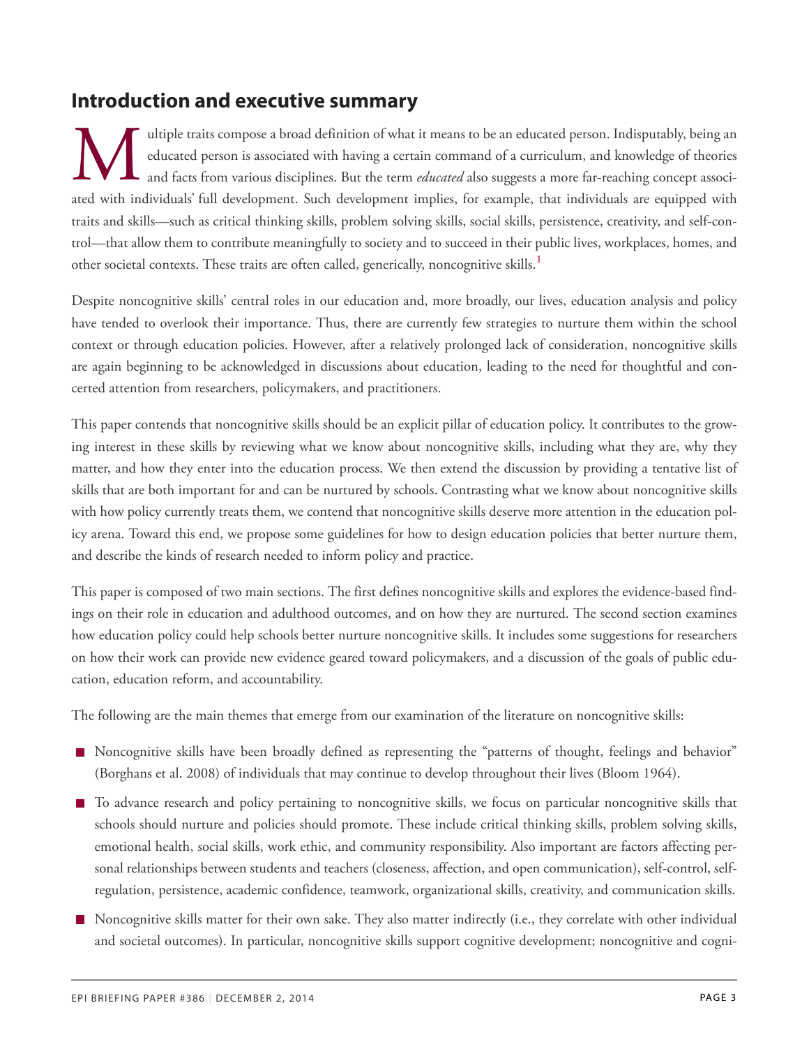## Introduction and executive summary

Multiple traits compose a broad definition of what it means to be an educated person. Indisputably, being an educated person is associated with having a certain command of a curriculum, and knowledge of theories and facts from various disciplines. But the term *educated* also suggests a more far-reaching concept associated with individuals' full development. Such development implies, for example, that individuals are equipped with traits and skills—such as critical thinking skills, problem solving skills, social skills, persistence, creativity, and self-control—that allow them to contribute meaningfully to society and to succeed in their public lives, workplaces, homes, and other societal contexts. These traits are often called, generically, noncognitive skills.[1]

Despite noncognitive skills' central roles in our education and, more broadly, our lives, education analysis and policy have tended to overlook their importance. Thus, there are currently few strategies to nurture them within the school context or through education policies. However, after a relatively prolonged lack of consideration, noncognitive skills are again beginning to be acknowledged in discussions about education, leading to the need for thoughtful and concerted attention from researchers, policymakers, and practitioners.

This paper contends that noncognitive skills should be an explicit pillar of education policy. It contributes to the growing interest in these skills by reviewing what we know about noncognitive skills, including what they are, why they matter, and how they enter into the education process. We then extend the discussion by providing a tentative list of skills that are both important for and can be nurtured by schools. Contrasting what we know about noncognitive skills with how policy currently treats them, we contend that noncognitive skills deserve more attention in the education policy arena. Toward this end, we propose some guidelines for how to design education policies that better nurture them, and describe the kinds of research needed to inform policy and practice.

This paper is composed of two main sections. The first defines noncognitive skills and explores the evidence-based findings on their role in education and adulthood outcomes, and on how they are nurtured. The second section examines how education policy could help schools better nurture noncognitive skills. It includes some suggestions for researchers on how their work can provide new evidence geared toward policymakers, and a discussion of the goals of public education, education reform, and accountability.

The following are the main themes that emerge from our examination of the literature on noncognitive skills:

- Noncognitive skills have been broadly defined as representing the "patterns of thought, feelings and behavior" (Borghans et al. 2008) of individuals that may continue to develop throughout their lives (Bloom 1964).
- To advance research and policy pertaining to noncognitive skills, we focus on particular noncognitive skills that schools should nurture and policies should promote. These include critical thinking skills, problem solving skills, emotional health, social skills, work ethic, and community responsibility. Also important are factors affecting personal relationships between students and teachers (closeness, affection, and open communication), self-control, self-regulation, persistence, academic confidence, teamwork, organizational skills, creativity, and communication skills.
- Noncognitive skills matter for their own sake. They also matter indirectly (i.e., they correlate with other individual and societal outcomes). In particular, noncognitive skills support cognitive development; noncognitive and cogni-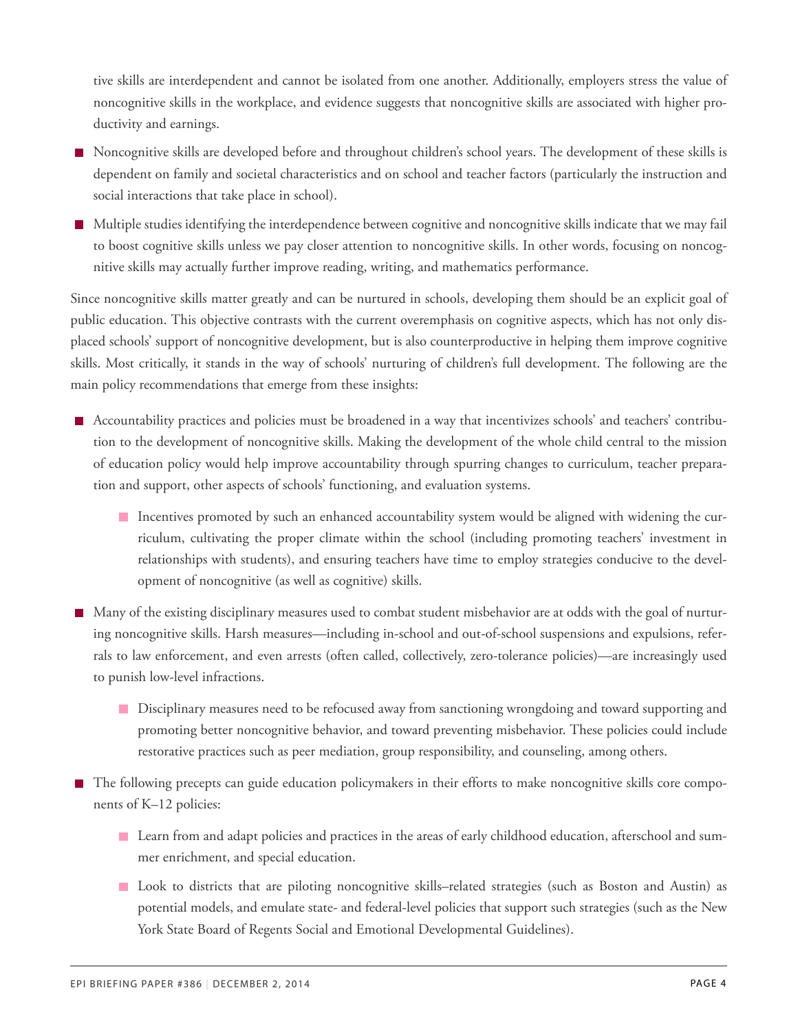tive skills are interdependent and cannot be isolated from one another. Additionally, employers stress the value of noncognitive skills in the workplace, and evidence suggests that noncognitive skills are associated with higher productivity and earnings.

- Noncognitive skills are developed before and throughout children's school years. The development of these skills is dependent on family and societal characteristics and on school and teacher factors (particularly the instruction and social interactions that take place in school).
- Multiple studies identifying the interdependence between cognitive and noncognitive skills indicate that we may fail to boost cognitive skills unless we pay closer attention to noncognitive skills. In other words, focusing on noncognitive skills may actually further improve reading, writing, and mathematics performance.

Since noncognitive skills matter greatly and can be nurtured in schools, developing them should be an explicit goal of public education. This objective contrasts with the current overemphasis on cognitive aspects, which has not only displaced schools' support of noncognitive development, but is also counterproductive in helping them improve cognitive skills. Most critically, it stands in the way of schools' nurturing of children's full development. The following are the main policy recommendations that emerge from these insights:

- Accountability practices and policies must be broadened in a way that incentivizes schools' and teachers' contribution to the development of noncognitive skills. Making the development of the whole child central to the mission of education policy would help improve accountability through spurring changes to curriculum, teacher preparation and support, other aspects of schools' functioning, and evaluation systems.
  - Incentives promoted by such an enhanced accountability system would be aligned with widening the curriculum, cultivating the proper climate within the school (including promoting teachers' investment in relationships with students), and ensuring teachers have time to employ strategies conducive to the development of noncognitive (as well as cognitive) skills.
- Many of the existing disciplinary measures used to combat student misbehavior are at odds with the goal of nurturing noncognitive skills. Harsh measures—including in-school and out-of-school suspensions and expulsions, referrals to law enforcement, and even arrests (often called, collectively, zero-tolerance policies)—are increasingly used to punish low-level infractions.
  - Disciplinary measures need to be refocused away from sanctioning wrongdoing and toward supporting and promoting better noncognitive behavior, and toward preventing misbehavior. These policies could include restorative practices such as peer mediation, group responsibility, and counseling, among others.
- The following precepts can guide education policymakers in their efforts to make noncognitive skills core components of K–12 policies:
  - Learn from and adapt policies and practices in the areas of early childhood education, afterschool and summer enrichment, and special education.
  - Look to districts that are piloting noncognitive skills–related strategies (such as Boston and Austin) as potential models, and emulate state- and federal-level policies that support such strategies (such as the New York State Board of Regents Social and Emotional Developmental Guidelines).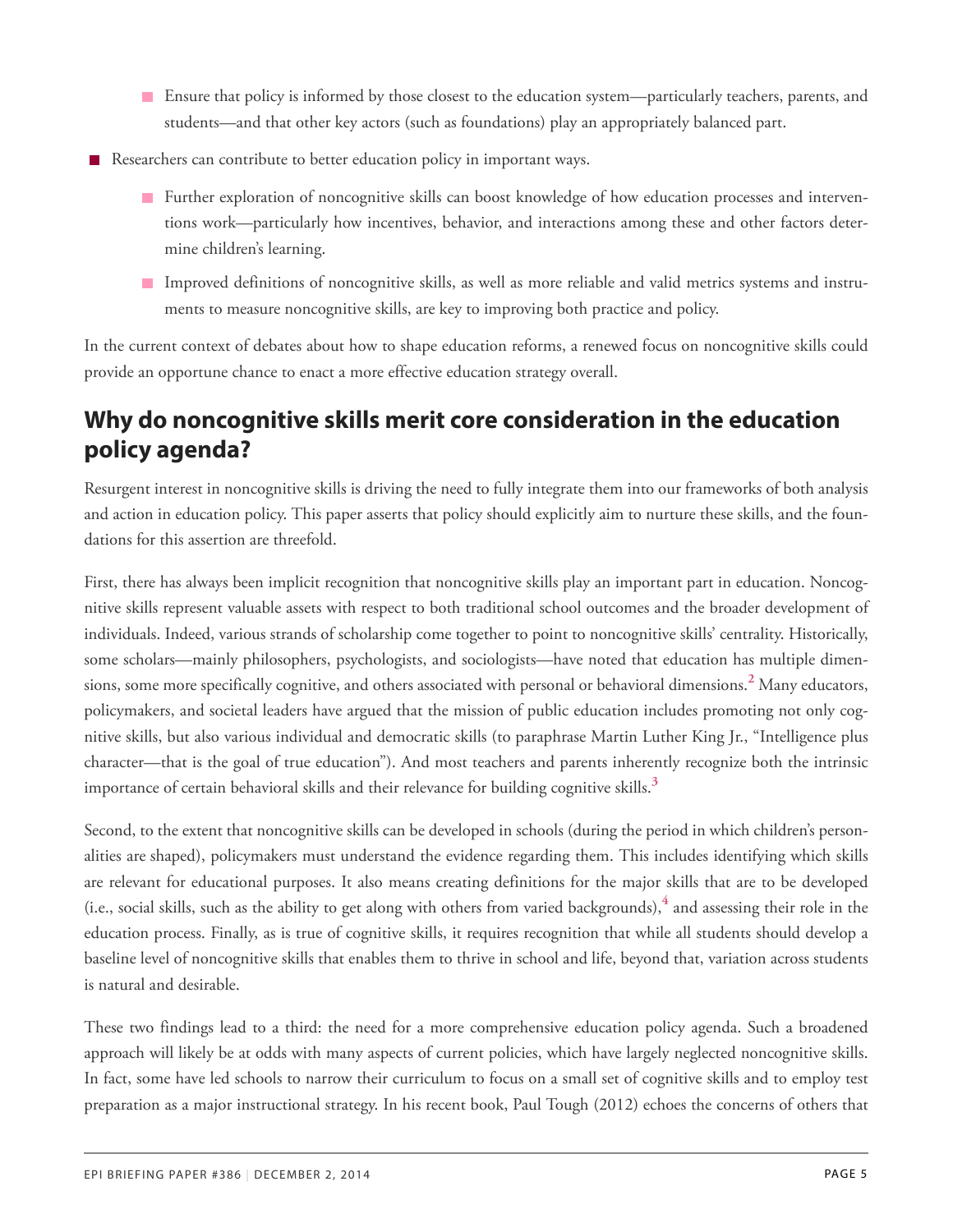- Ensure that policy is informed by those closest to the education system—particularly teachers, parents, and students—and that other key actors (such as foundations) play an appropriately balanced part.

- Researchers can contribute to better education policy in important ways.
  - Further exploration of noncognitive skills can boost knowledge of how education processes and interventions work—particularly how incentives, behavior, and interactions among these and other factors determine children's learning.
  - Improved definitions of noncognitive skills, as well as more reliable and valid metrics systems and instruments to measure noncognitive skills, are key to improving both practice and policy.

In the current context of debates about how to shape education reforms, a renewed focus on noncognitive skills could provide an opportune chance to enact a more effective education strategy overall.

## Why do noncognitive skills merit core consideration in the education policy agenda?

Resurgent interest in noncognitive skills is driving the need to fully integrate them into our frameworks of both analysis and action in education policy. This paper asserts that policy should explicitly aim to nurture these skills, and the foundations for this assertion are threefold.

First, there has always been implicit recognition that noncognitive skills play an important part in education. Noncognitive skills represent valuable assets with respect to both traditional school outcomes and the broader development of individuals. Indeed, various strands of scholarship come together to point to noncognitive skills' centrality. Historically, some scholars—mainly philosophers, psychologists, and sociologists—have noted that education has multiple dimensions, some more specifically cognitive, and others associated with personal or behavioral dimensions.[2] Many educators, policymakers, and societal leaders have argued that the mission of public education includes promoting not only cognitive skills, but also various individual and democratic skills (to paraphrase Martin Luther King Jr., "Intelligence plus character—that is the goal of true education"). And most teachers and parents inherently recognize both the intrinsic importance of certain behavioral skills and their relevance for building cognitive skills.[3]

Second, to the extent that noncognitive skills can be developed in schools (during the period in which children's personalities are shaped), policymakers must understand the evidence regarding them. This includes identifying which skills are relevant for educational purposes. It also means creating definitions for the major skills that are to be developed (i.e., social skills, such as the ability to get along with others from varied backgrounds),[4] and assessing their role in the education process. Finally, as is true of cognitive skills, it requires recognition that while all students should develop a baseline level of noncognitive skills that enables them to thrive in school and life, beyond that, variation across students is natural and desirable.

These two findings lead to a third: the need for a more comprehensive education policy agenda. Such a broadened approach will likely be at odds with many aspects of current policies, which have largely neglected noncognitive skills. In fact, some have led schools to narrow their curriculum to focus on a small set of cognitive skills and to employ test preparation as a major instructional strategy. In his recent book, Paul Tough (2012) echoes the concerns of others that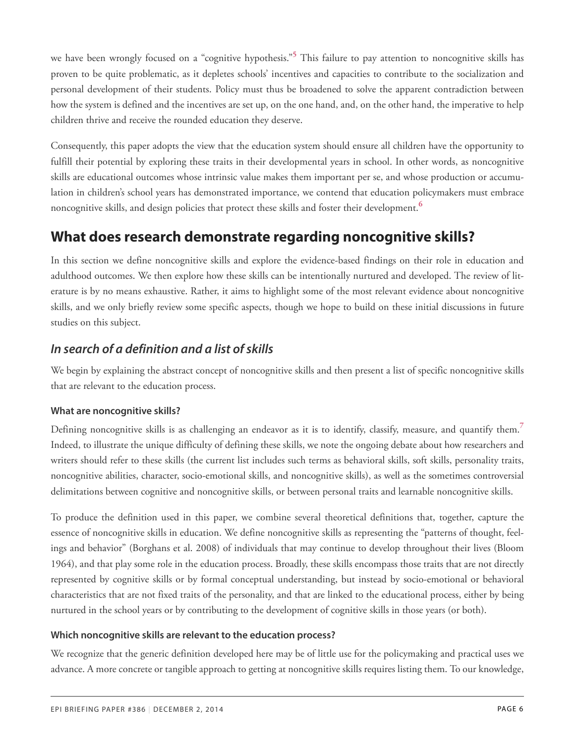we have been wrongly focused on a "cognitive hypothesis."[5] This failure to pay attention to noncognitive skills has proven to be quite problematic, as it depletes schools' incentives and capacities to contribute to the socialization and personal development of their students. Policy must thus be broadened to solve the apparent contradiction between how the system is defined and the incentives are set up, on the one hand, and, on the other hand, the imperative to help children thrive and receive the rounded education they deserve.

Consequently, this paper adopts the view that the education system should ensure all children have the opportunity to fulfill their potential by exploring these traits in their developmental years in school. In other words, as noncognitive skills are educational outcomes whose intrinsic value makes them important per se, and whose production or accumulation in children's school years has demonstrated importance, we contend that education policymakers must embrace noncognitive skills, and design policies that protect these skills and foster their development.[6]

## What does research demonstrate regarding noncognitive skills?

In this section we define noncognitive skills and explore the evidence-based findings on their role in education and adulthood outcomes. We then explore how these skills can be intentionally nurtured and developed. The review of literature is by no means exhaustive. Rather, it aims to highlight some of the most relevant evidence about noncognitive skills, and we only briefly review some specific aspects, though we hope to build on these initial discussions in future studies on this subject.

### *In search of a definition and a list of skills*

We begin by explaining the abstract concept of noncognitive skills and then present a list of specific noncognitive skills that are relevant to the education process.

#### What are noncognitive skills?

Defining noncognitive skills is as challenging an endeavor as it is to identify, classify, measure, and quantify them.[7] Indeed, to illustrate the unique difficulty of defining these skills, we note the ongoing debate about how researchers and writers should refer to these skills (the current list includes such terms as behavioral skills, soft skills, personality traits, noncognitive abilities, character, socio-emotional skills, and noncognitive skills), as well as the sometimes controversial delimitations between cognitive and noncognitive skills, or between personal traits and learnable noncognitive skills.

To produce the definition used in this paper, we combine several theoretical definitions that, together, capture the essence of noncognitive skills in education. We define noncognitive skills as representing the "patterns of thought, feelings and behavior" (Borghans et al. 2008) of individuals that may continue to develop throughout their lives (Bloom 1964), and that play some role in the education process. Broadly, these skills encompass those traits that are not directly represented by cognitive skills or by formal conceptual understanding, but instead by socio-emotional or behavioral characteristics that are not fixed traits of the personality, and that are linked to the educational process, either by being nurtured in the school years or by contributing to the development of cognitive skills in those years (or both).

#### Which noncognitive skills are relevant to the education process?

We recognize that the generic definition developed here may be of little use for the policymaking and practical uses we advance. A more concrete or tangible approach to getting at noncognitive skills requires listing them. To our knowledge,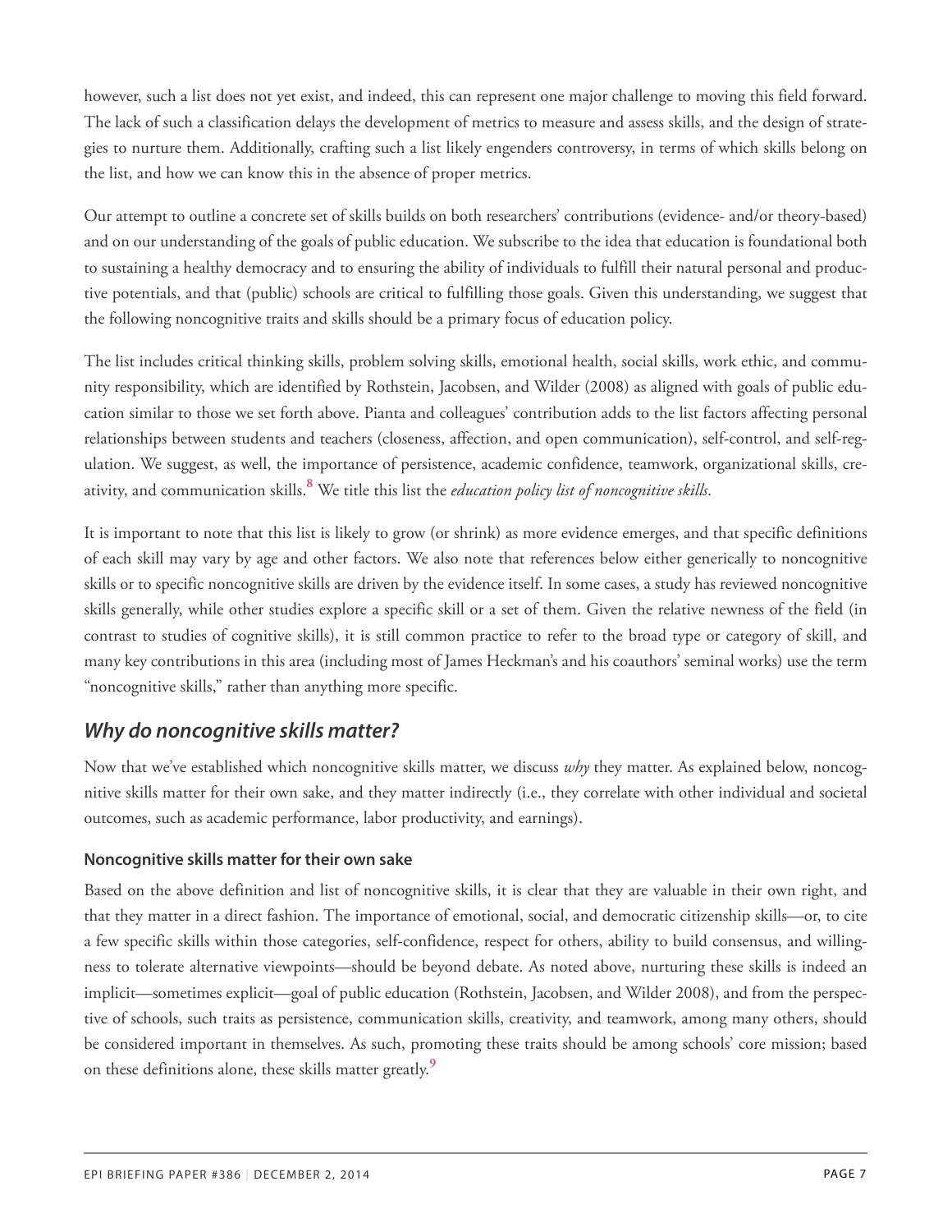however, such a list does not yet exist, and indeed, this can represent one major challenge to moving this field forward. The lack of such a classification delays the development of metrics to measure and assess skills, and the design of strategies to nurture them. Additionally, crafting such a list likely engenders controversy, in terms of which skills belong on the list, and how we can know this in the absence of proper metrics.

Our attempt to outline a concrete set of skills builds on both researchers' contributions (evidence- and/or theory-based) and on our understanding of the goals of public education. We subscribe to the idea that education is foundational both to sustaining a healthy democracy and to ensuring the ability of individuals to fulfill their natural personal and productive potentials, and that (public) schools are critical to fulfilling those goals. Given this understanding, we suggest that the following noncognitive traits and skills should be a primary focus of education policy.

The list includes critical thinking skills, problem solving skills, emotional health, social skills, work ethic, and community responsibility, which are identified by Rothstein, Jacobsen, and Wilder (2008) as aligned with goals of public education similar to those we set forth above. Pianta and colleagues' contribution adds to the list factors affecting personal relationships between students and teachers (closeness, affection, and open communication), self-control, and self-regulation. We suggest, as well, the importance of persistence, academic confidence, teamwork, organizational skills, creativity, and communication skills.[8] We title this list the *education policy list of noncognitive skills*.

It is important to note that this list is likely to grow (or shrink) as more evidence emerges, and that specific definitions of each skill may vary by age and other factors. We also note that references below either generically to noncognitive skills or to specific noncognitive skills are driven by the evidence itself. In some cases, a study has reviewed noncognitive skills generally, while other studies explore a specific skill or a set of them. Given the relative newness of the field (in contrast to studies of cognitive skills), it is still common practice to refer to the broad type or category of skill, and many key contributions in this area (including most of James Heckman's and his coauthors' seminal works) use the term "noncognitive skills," rather than anything more specific.

## *Why do noncognitive skills matter?*

Now that we've established which noncognitive skills matter, we discuss *why* they matter. As explained below, noncognitive skills matter for their own sake, and they matter indirectly (i.e., they correlate with other individual and societal outcomes, such as academic performance, labor productivity, and earnings).

### Noncognitive skills matter for their own sake

Based on the above definition and list of noncognitive skills, it is clear that they are valuable in their own right, and that they matter in a direct fashion. The importance of emotional, social, and democratic citizenship skills—or, to cite a few specific skills within those categories, self-confidence, respect for others, ability to build consensus, and willingness to tolerate alternative viewpoints—should be beyond debate. As noted above, nurturing these skills is indeed an implicit—sometimes explicit—goal of public education (Rothstein, Jacobsen, and Wilder 2008), and from the perspective of schools, such traits as persistence, communication skills, creativity, and teamwork, among many others, should be considered important in themselves. As such, promoting these traits should be among schools' core mission; based on these definitions alone, these skills matter greatly.[9]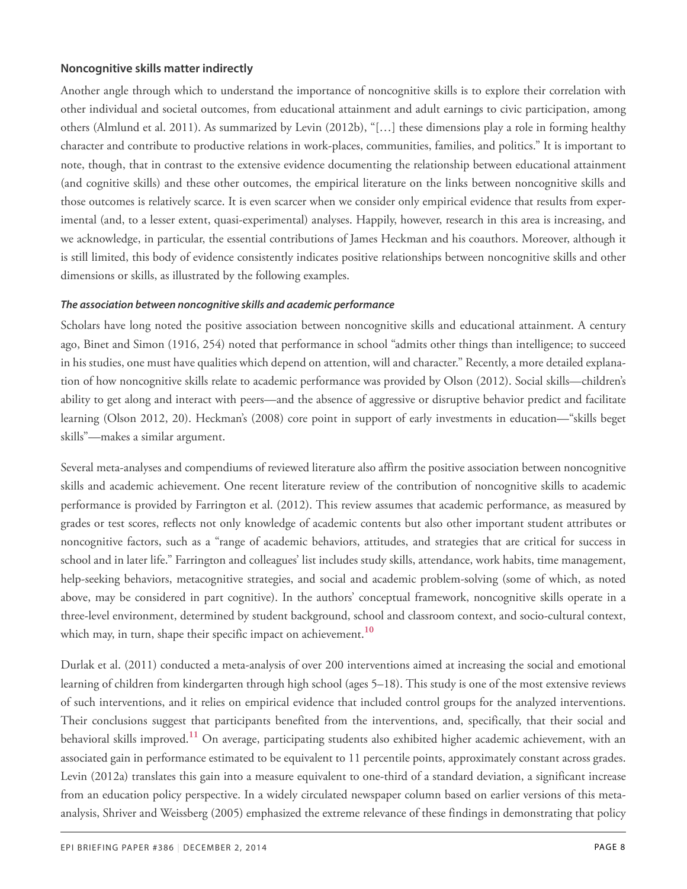### Noncognitive skills matter indirectly

Another angle through which to understand the importance of noncognitive skills is to explore their correlation with other individual and societal outcomes, from educational attainment and adult earnings to civic participation, among others (Almlund et al. 2011). As summarized by Levin (2012b), "[…] these dimensions play a role in forming healthy character and contribute to productive relations in work-places, communities, families, and politics." It is important to note, though, that in contrast to the extensive evidence documenting the relationship between educational attainment (and cognitive skills) and these other outcomes, the empirical literature on the links between noncognitive skills and those outcomes is relatively scarce. It is even scarcer when we consider only empirical evidence that results from experimental (and, to a lesser extent, quasi-experimental) analyses. Happily, however, research in this area is increasing, and we acknowledge, in particular, the essential contributions of James Heckman and his coauthors. Moreover, although it is still limited, this body of evidence consistently indicates positive relationships between noncognitive skills and other dimensions or skills, as illustrated by the following examples.

#### *The association between noncognitive skills and academic performance*

Scholars have long noted the positive association between noncognitive skills and educational attainment. A century ago, Binet and Simon (1916, 254) noted that performance in school "admits other things than intelligence; to succeed in his studies, one must have qualities which depend on attention, will and character." Recently, a more detailed explanation of how noncognitive skills relate to academic performance was provided by Olson (2012). Social skills—children's ability to get along and interact with peers—and the absence of aggressive or disruptive behavior predict and facilitate learning (Olson 2012, 20). Heckman's (2008) core point in support of early investments in education—"skills beget skills"—makes a similar argument.

Several meta-analyses and compendiums of reviewed literature also affirm the positive association between noncognitive skills and academic achievement. One recent literature review of the contribution of noncognitive skills to academic performance is provided by Farrington et al. (2012). This review assumes that academic performance, as measured by grades or test scores, reflects not only knowledge of academic contents but also other important student attributes or noncognitive factors, such as a "range of academic behaviors, attitudes, and strategies that are critical for success in school and in later life." Farrington and colleagues' list includes study skills, attendance, work habits, time management, help-seeking behaviors, metacognitive strategies, and social and academic problem-solving (some of which, as noted above, may be considered in part cognitive). In the authors' conceptual framework, noncognitive skills operate in a three-level environment, determined by student background, school and classroom context, and socio-cultural context, which may, in turn, shape their specific impact on achievement.[10]

Durlak et al. (2011) conducted a meta-analysis of over 200 interventions aimed at increasing the social and emotional learning of children from kindergarten through high school (ages 5–18). This study is one of the most extensive reviews of such interventions, and it relies on empirical evidence that included control groups for the analyzed interventions. Their conclusions suggest that participants benefited from the interventions, and, specifically, that their social and behavioral skills improved.[11] On average, participating students also exhibited higher academic achievement, with an associated gain in performance estimated to be equivalent to 11 percentile points, approximately constant across grades. Levin (2012a) translates this gain into a measure equivalent to one-third of a standard deviation, a significant increase from an education policy perspective. In a widely circulated newspaper column based on earlier versions of this meta-analysis, Shriver and Weissberg (2005) emphasized the extreme relevance of these findings in demonstrating that policy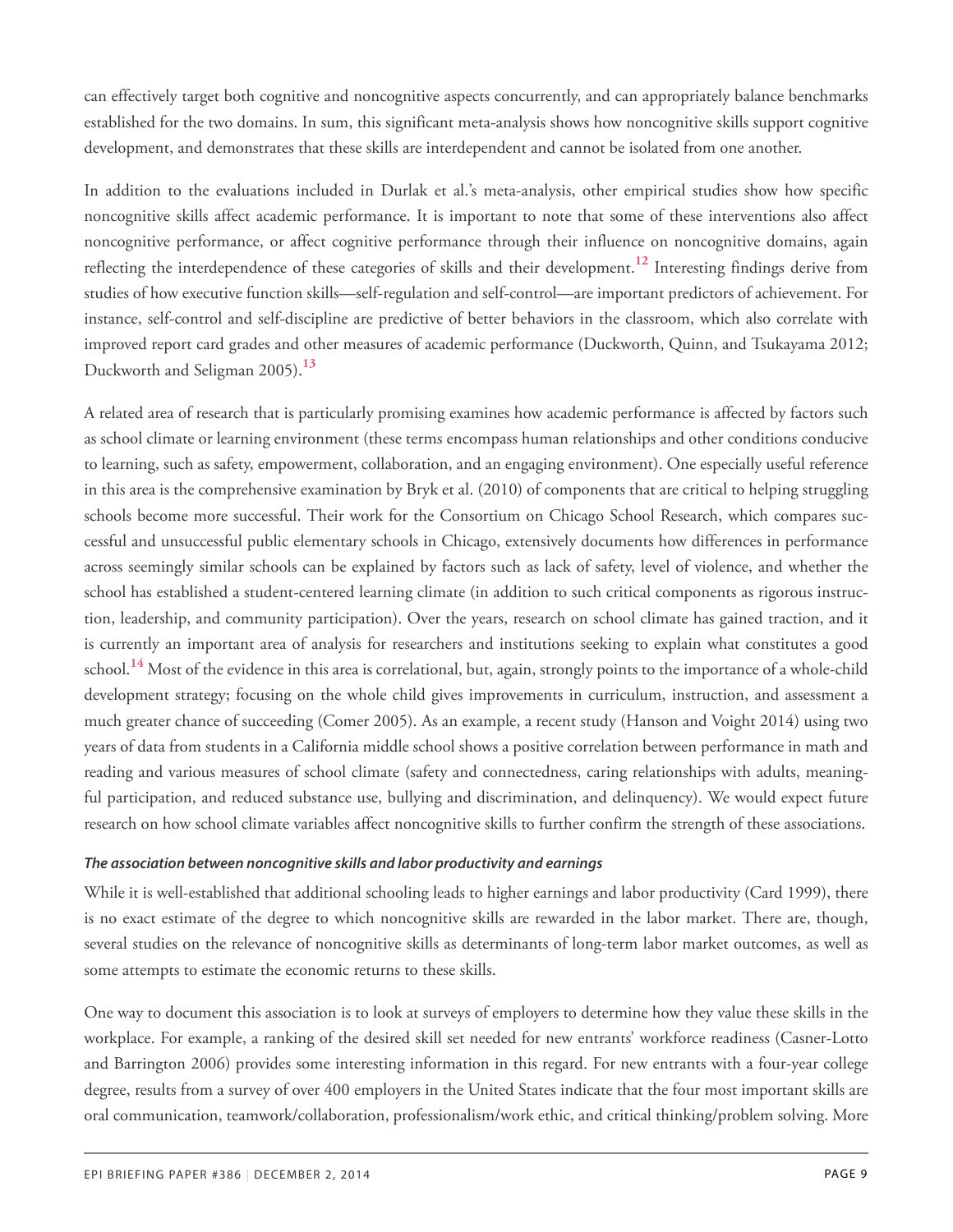can effectively target both cognitive and noncognitive aspects concurrently, and can appropriately balance benchmarks established for the two domains. In sum, this significant meta-analysis shows how noncognitive skills support cognitive development, and demonstrates that these skills are interdependent and cannot be isolated from one another.

In addition to the evaluations included in Durlak et al.'s meta-analysis, other empirical studies show how specific noncognitive skills affect academic performance. It is important to note that some of these interventions also affect noncognitive performance, or affect cognitive performance through their influence on noncognitive domains, again reflecting the interdependence of these categories of skills and their development.[12] Interesting findings derive from studies of how executive function skills—self-regulation and self-control—are important predictors of achievement. For instance, self-control and self-discipline are predictive of better behaviors in the classroom, which also correlate with improved report card grades and other measures of academic performance (Duckworth, Quinn, and Tsukayama 2012; Duckworth and Seligman 2005).[13]

A related area of research that is particularly promising examines how academic performance is affected by factors such as school climate or learning environment (these terms encompass human relationships and other conditions conducive to learning, such as safety, empowerment, collaboration, and an engaging environment). One especially useful reference in this area is the comprehensive examination by Bryk et al. (2010) of components that are critical to helping struggling schools become more successful. Their work for the Consortium on Chicago School Research, which compares successful and unsuccessful public elementary schools in Chicago, extensively documents how differences in performance across seemingly similar schools can be explained by factors such as lack of safety, level of violence, and whether the school has established a student-centered learning climate (in addition to such critical components as rigorous instruction, leadership, and community participation). Over the years, research on school climate has gained traction, and it is currently an important area of analysis for researchers and institutions seeking to explain what constitutes a good school.[14] Most of the evidence in this area is correlational, but, again, strongly points to the importance of a whole-child development strategy; focusing on the whole child gives improvements in curriculum, instruction, and assessment a much greater chance of succeeding (Comer 2005). As an example, a recent study (Hanson and Voight 2014) using two years of data from students in a California middle school shows a positive correlation between performance in math and reading and various measures of school climate (safety and connectedness, caring relationships with adults, meaningful participation, and reduced substance use, bullying and discrimination, and delinquency). We would expect future research on how school climate variables affect noncognitive skills to further confirm the strength of these associations.

#### *The association between noncognitive skills and labor productivity and earnings*

While it is well-established that additional schooling leads to higher earnings and labor productivity (Card 1999), there is no exact estimate of the degree to which noncognitive skills are rewarded in the labor market. There are, though, several studies on the relevance of noncognitive skills as determinants of long-term labor market outcomes, as well as some attempts to estimate the economic returns to these skills.

One way to document this association is to look at surveys of employers to determine how they value these skills in the workplace. For example, a ranking of the desired skill set needed for new entrants' workforce readiness (Casner-Lotto and Barrington 2006) provides some interesting information in this regard. For new entrants with a four-year college degree, results from a survey of over 400 employers in the United States indicate that the four most important skills are oral communication, teamwork/collaboration, professionalism/work ethic, and critical thinking/problem solving. More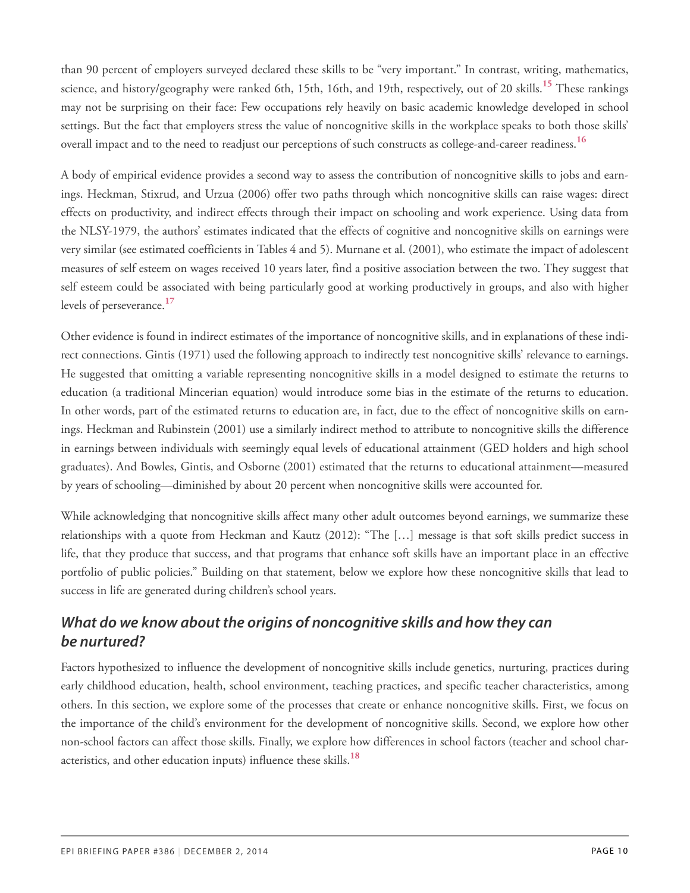than 90 percent of employers surveyed declared these skills to be "very important." In contrast, writing, mathematics, science, and history/geography were ranked 6th, 15th, 16th, and 19th, respectively, out of 20 skills.[15] These rankings may not be surprising on their face: Few occupations rely heavily on basic academic knowledge developed in school settings. But the fact that employers stress the value of noncognitive skills in the workplace speaks to both those skills' overall impact and to the need to readjust our perceptions of such constructs as college-and-career readiness.[16]

A body of empirical evidence provides a second way to assess the contribution of noncognitive skills to jobs and earnings. Heckman, Stixrud, and Urzua (2006) offer two paths through which noncognitive skills can raise wages: direct effects on productivity, and indirect effects through their impact on schooling and work experience. Using data from the NLSY-1979, the authors' estimates indicated that the effects of cognitive and noncognitive skills on earnings were very similar (see estimated coefficients in Tables 4 and 5). Murnane et al. (2001), who estimate the impact of adolescent measures of self esteem on wages received 10 years later, find a positive association between the two. They suggest that self esteem could be associated with being particularly good at working productively in groups, and also with higher levels of perseverance.[17]

Other evidence is found in indirect estimates of the importance of noncognitive skills, and in explanations of these indirect connections. Gintis (1971) used the following approach to indirectly test noncognitive skills' relevance to earnings. He suggested that omitting a variable representing noncognitive skills in a model designed to estimate the returns to education (a traditional Mincerian equation) would introduce some bias in the estimate of the returns to education. In other words, part of the estimated returns to education are, in fact, due to the effect of noncognitive skills on earnings. Heckman and Rubinstein (2001) use a similarly indirect method to attribute to noncognitive skills the difference in earnings between individuals with seemingly equal levels of educational attainment (GED holders and high school graduates). And Bowles, Gintis, and Osborne (2001) estimated that the returns to educational attainment—measured by years of schooling—diminished by about 20 percent when noncognitive skills were accounted for.

While acknowledging that noncognitive skills affect many other adult outcomes beyond earnings, we summarize these relationships with a quote from Heckman and Kautz (2012): "The […] message is that soft skills predict success in life, that they produce that success, and that programs that enhance soft skills have an important place in an effective portfolio of public policies." Building on that statement, below we explore how these noncognitive skills that lead to success in life are generated during children's school years.

### *What do we know about the origins of noncognitive skills and how they can be nurtured?*

Factors hypothesized to influence the development of noncognitive skills include genetics, nurturing, practices during early childhood education, health, school environment, teaching practices, and specific teacher characteristics, among others. In this section, we explore some of the processes that create or enhance noncognitive skills. First, we focus on the importance of the child's environment for the development of noncognitive skills. Second, we explore how other non-school factors can affect those skills. Finally, we explore how differences in school factors (teacher and school characteristics, and other education inputs) influence these skills.[18]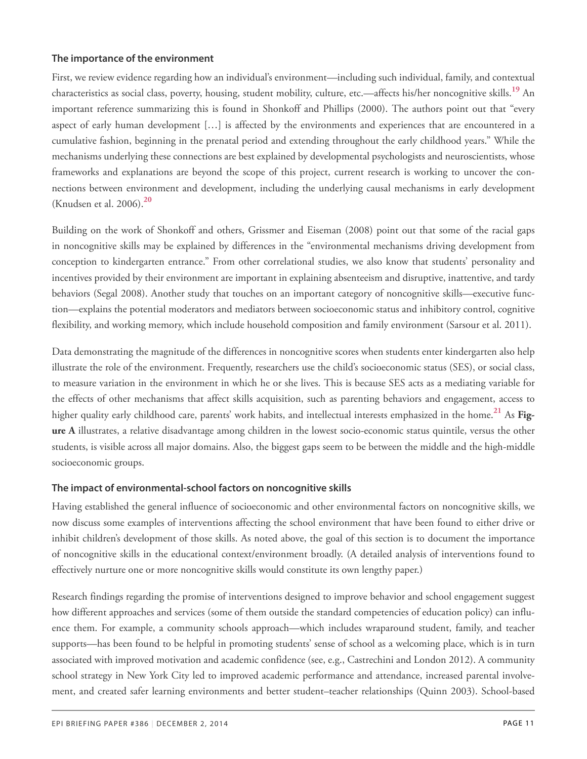### The importance of the environment

First, we review evidence regarding how an individual's environment—including such individual, family, and contextual characteristics as social class, poverty, housing, student mobility, culture, etc.—affects his/her noncognitive skills.[19] An important reference summarizing this is found in Shonkoff and Phillips (2000). The authors point out that "every aspect of early human development […] is affected by the environments and experiences that are encountered in a cumulative fashion, beginning in the prenatal period and extending throughout the early childhood years." While the mechanisms underlying these connections are best explained by developmental psychologists and neuroscientists, whose frameworks and explanations are beyond the scope of this project, current research is working to uncover the connections between environment and development, including the underlying causal mechanisms in early development (Knudsen et al. 2006).[20]

Building on the work of Shonkoff and others, Grissmer and Eiseman (2008) point out that some of the racial gaps in noncognitive skills may be explained by differences in the "environmental mechanisms driving development from conception to kindergarten entrance." From other correlational studies, we also know that students' personality and incentives provided by their environment are important in explaining absenteeism and disruptive, inattentive, and tardy behaviors (Segal 2008). Another study that touches on an important category of noncognitive skills—executive function—explains the potential moderators and mediators between socioeconomic status and inhibitory control, cognitive flexibility, and working memory, which include household composition and family environment (Sarsour et al. 2011).

Data demonstrating the magnitude of the differences in noncognitive scores when students enter kindergarten also help illustrate the role of the environment. Frequently, researchers use the child's socioeconomic status (SES), or social class, to measure variation in the environment in which he or she lives. This is because SES acts as a mediating variable for the effects of other mechanisms that affect skills acquisition, such as parenting behaviors and engagement, access to higher quality early childhood care, parents' work habits, and intellectual interests emphasized in the home.[21] As **Figure A** illustrates, a relative disadvantage among children in the lowest socio-economic status quintile, versus the other students, is visible across all major domains. Also, the biggest gaps seem to be between the middle and the high-middle socioeconomic groups.

### The impact of environmental-school factors on noncognitive skills

Having established the general influence of socioeconomic and other environmental factors on noncognitive skills, we now discuss some examples of interventions affecting the school environment that have been found to either drive or inhibit children's development of those skills. As noted above, the goal of this section is to document the importance of noncognitive skills in the educational context/environment broadly. (A detailed analysis of interventions found to effectively nurture one or more noncognitive skills would constitute its own lengthy paper.)

Research findings regarding the promise of interventions designed to improve behavior and school engagement suggest how different approaches and services (some of them outside the standard competencies of education policy) can influence them. For example, a community schools approach—which includes wraparound student, family, and teacher supports—has been found to be helpful in promoting students' sense of school as a welcoming place, which is in turn associated with improved motivation and academic confidence (see, e.g., Castrechini and London 2012). A community school strategy in New York City led to improved academic performance and attendance, increased parental involvement, and created safer learning environments and better student–teacher relationships (Quinn 2003). School-based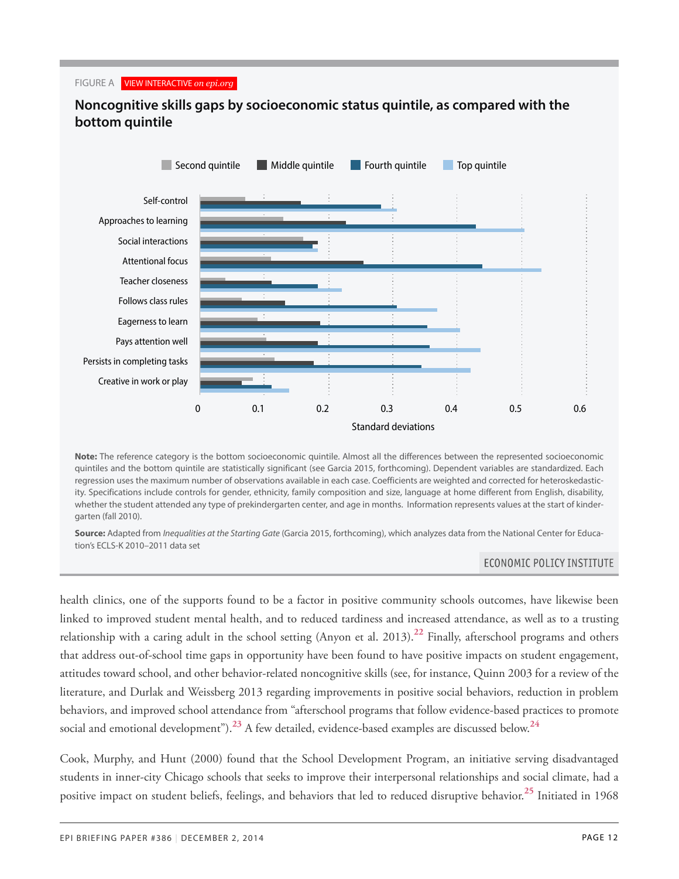FIGURE A VIEW INTERACTIVE *on epi.org*

**Noncognitive skills gaps by socioeconomic status quintile, as compared with the bottom quintile**

**Note:** The reference category is the bottom socioeconomic quintile. Almost all the differences between the represented socioeconomic quintiles and the bottom quintile are statistically significant (see Garcia 2015, forthcoming). Dependent variables are standardized. Each regression uses the maximum number of observations available in each case. Coefficients are weighted and corrected for heteroskedasticity. Specifications include controls for gender, ethnicity, family composition and size, language at home different from English, disability, whether the student attended any type of prekindergarten center, and age in months. Information represents values at the start of kindergarten (fall 2010).

**Source:** Adapted from *Inequalities at the Starting Gate* (Garcia 2015, forthcoming), which analyzes data from the National Center for Education's ECLS-K 2010–2011 data set

ECONOMIC POLICY INSTITUTE

health clinics, one of the supports found to be a factor in positive community schools outcomes, have likewise been linked to improved student mental health, and to reduced tardiness and increased attendance, as well as to a trusting relationship with a caring adult in the school setting (Anyon et al. 2013).[22] Finally, afterschool programs and others that address out-of-school time gaps in opportunity have been found to have positive impacts on student engagement, attitudes toward school, and other behavior-related noncognitive skills (see, for instance, Quinn 2003 for a review of the literature, and Durlak and Weissberg 2013 regarding improvements in positive social behaviors, reduction in problem behaviors, and improved school attendance from "afterschool programs that follow evidence-based practices to promote social and emotional development").[23] A few detailed, evidence-based examples are discussed below.[24]

Cook, Murphy, and Hunt (2000) found that the School Development Program, an initiative serving disadvantaged students in inner-city Chicago schools that seeks to improve their interpersonal relationships and social climate, had a positive impact on student beliefs, feelings, and behaviors that led to reduced disruptive behavior.[25] Initiated in 1968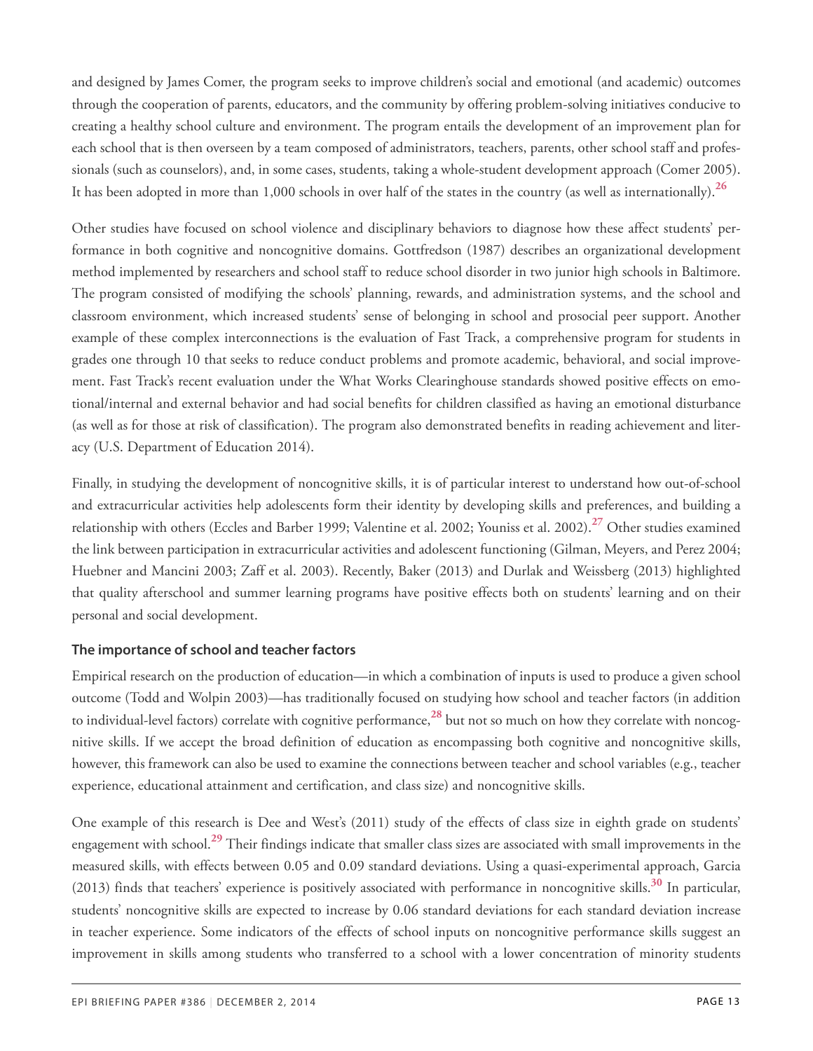and designed by James Comer, the program seeks to improve children's social and emotional (and academic) outcomes through the cooperation of parents, educators, and the community by offering problem-solving initiatives conducive to creating a healthy school culture and environment. The program entails the development of an improvement plan for each school that is then overseen by a team composed of administrators, teachers, parents, other school staff and professionals (such as counselors), and, in some cases, students, taking a whole-student development approach (Comer 2005). It has been adopted in more than 1,000 schools in over half of the states in the country (as well as internationally).[26]

Other studies have focused on school violence and disciplinary behaviors to diagnose how these affect students' performance in both cognitive and noncognitive domains. Gottfredson (1987) describes an organizational development method implemented by researchers and school staff to reduce school disorder in two junior high schools in Baltimore. The program consisted of modifying the schools' planning, rewards, and administration systems, and the school and classroom environment, which increased students' sense of belonging in school and prosocial peer support. Another example of these complex interconnections is the evaluation of Fast Track, a comprehensive program for students in grades one through 10 that seeks to reduce conduct problems and promote academic, behavioral, and social improvement. Fast Track's recent evaluation under the What Works Clearinghouse standards showed positive effects on emotional/internal and external behavior and had social benefits for children classified as having an emotional disturbance (as well as for those at risk of classification). The program also demonstrated benefits in reading achievement and literacy (U.S. Department of Education 2014).

Finally, in studying the development of noncognitive skills, it is of particular interest to understand how out-of-school and extracurricular activities help adolescents form their identity by developing skills and preferences, and building a relationship with others (Eccles and Barber 1999; Valentine et al. 2002; Youniss et al. 2002).[27] Other studies examined the link between participation in extracurricular activities and adolescent functioning (Gilman, Meyers, and Perez 2004; Huebner and Mancini 2003; Zaff et al. 2003). Recently, Baker (2013) and Durlak and Weissberg (2013) highlighted that quality afterschool and summer learning programs have positive effects both on students' learning and on their personal and social development.

### The importance of school and teacher factors

Empirical research on the production of education—in which a combination of inputs is used to produce a given school outcome (Todd and Wolpin 2003)—has traditionally focused on studying how school and teacher factors (in addition to individual-level factors) correlate with cognitive performance,[28] but not so much on how they correlate with noncognitive skills. If we accept the broad definition of education as encompassing both cognitive and noncognitive skills, however, this framework can also be used to examine the connections between teacher and school variables (e.g., teacher experience, educational attainment and certification, and class size) and noncognitive skills.

One example of this research is Dee and West's (2011) study of the effects of class size in eighth grade on students' engagement with school.[29] Their findings indicate that smaller class sizes are associated with small improvements in the measured skills, with effects between 0.05 and 0.09 standard deviations. Using a quasi-experimental approach, Garcia (2013) finds that teachers' experience is positively associated with performance in noncognitive skills.[30] In particular, students' noncognitive skills are expected to increase by 0.06 standard deviations for each standard deviation increase in teacher experience. Some indicators of the effects of school inputs on noncognitive performance skills suggest an improvement in skills among students who transferred to a school with a lower concentration of minority students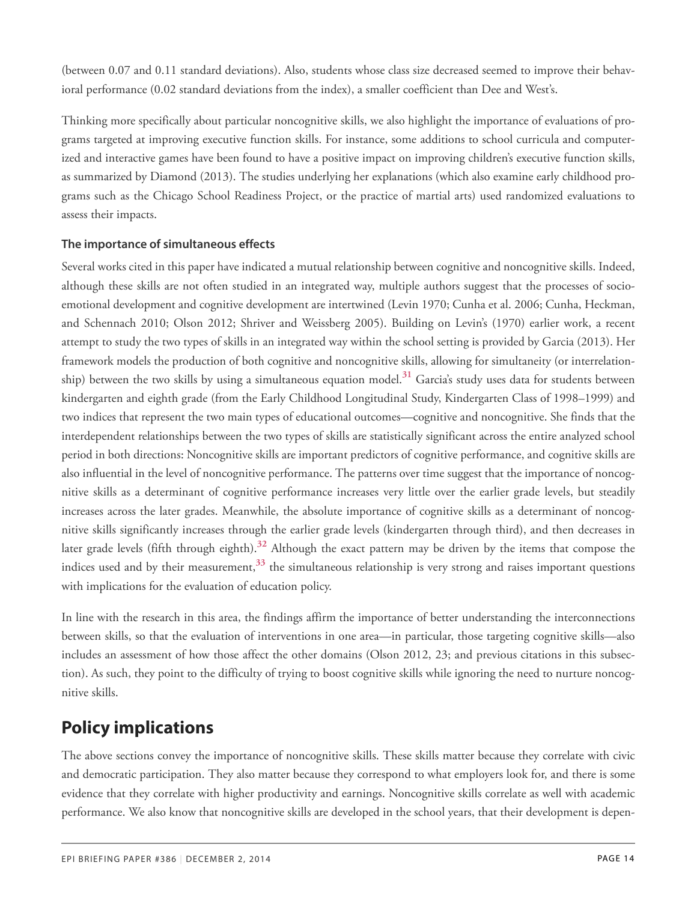(between 0.07 and 0.11 standard deviations). Also, students whose class size decreased seemed to improve their behavioral performance (0.02 standard deviations from the index), a smaller coefficient than Dee and West's.

Thinking more specifically about particular noncognitive skills, we also highlight the importance of evaluations of programs targeted at improving executive function skills. For instance, some additions to school curricula and computerized and interactive games have been found to have a positive impact on improving children's executive function skills, as summarized by Diamond (2013). The studies underlying her explanations (which also examine early childhood programs such as the Chicago School Readiness Project, or the practice of martial arts) used randomized evaluations to assess their impacts.

### The importance of simultaneous effects

Several works cited in this paper have indicated a mutual relationship between cognitive and noncognitive skills. Indeed, although these skills are not often studied in an integrated way, multiple authors suggest that the processes of socio-emotional development and cognitive development are intertwined (Levin 1970; Cunha et al. 2006; Cunha, Heckman, and Schennach 2010; Olson 2012; Shriver and Weissberg 2005). Building on Levin's (1970) earlier work, a recent attempt to study the two types of skills in an integrated way within the school setting is provided by Garcia (2013). Her framework models the production of both cognitive and noncognitive skills, allowing for simultaneity (or interrelationship) between the two skills by using a simultaneous equation model.[31] Garcia's study uses data for students between kindergarten and eighth grade (from the Early Childhood Longitudinal Study, Kindergarten Class of 1998–1999) and two indices that represent the two main types of educational outcomes—cognitive and noncognitive. She finds that the interdependent relationships between the two types of skills are statistically significant across the entire analyzed school period in both directions: Noncognitive skills are important predictors of cognitive performance, and cognitive skills are also influential in the level of noncognitive performance. The patterns over time suggest that the importance of noncognitive skills as a determinant of cognitive performance increases very little over the earlier grade levels, but steadily increases across the later grades. Meanwhile, the absolute importance of cognitive skills as a determinant of noncognitive skills significantly increases through the earlier grade levels (kindergarten through third), and then decreases in later grade levels (fifth through eighth).[32] Although the exact pattern may be driven by the items that compose the indices used and by their measurement,[33] the simultaneous relationship is very strong and raises important questions with implications for the evaluation of education policy.

In line with the research in this area, the findings affirm the importance of better understanding the interconnections between skills, so that the evaluation of interventions in one area—in particular, those targeting cognitive skills—also includes an assessment of how those affect the other domains (Olson 2012, 23; and previous citations in this subsection). As such, they point to the difficulty of trying to boost cognitive skills while ignoring the need to nurture noncognitive skills.

## Policy implications

The above sections convey the importance of noncognitive skills. These skills matter because they correlate with civic and democratic participation. They also matter because they correspond to what employers look for, and there is some evidence that they correlate with higher productivity and earnings. Noncognitive skills correlate as well with academic performance. We also know that noncognitive skills are developed in the school years, that their development is depen-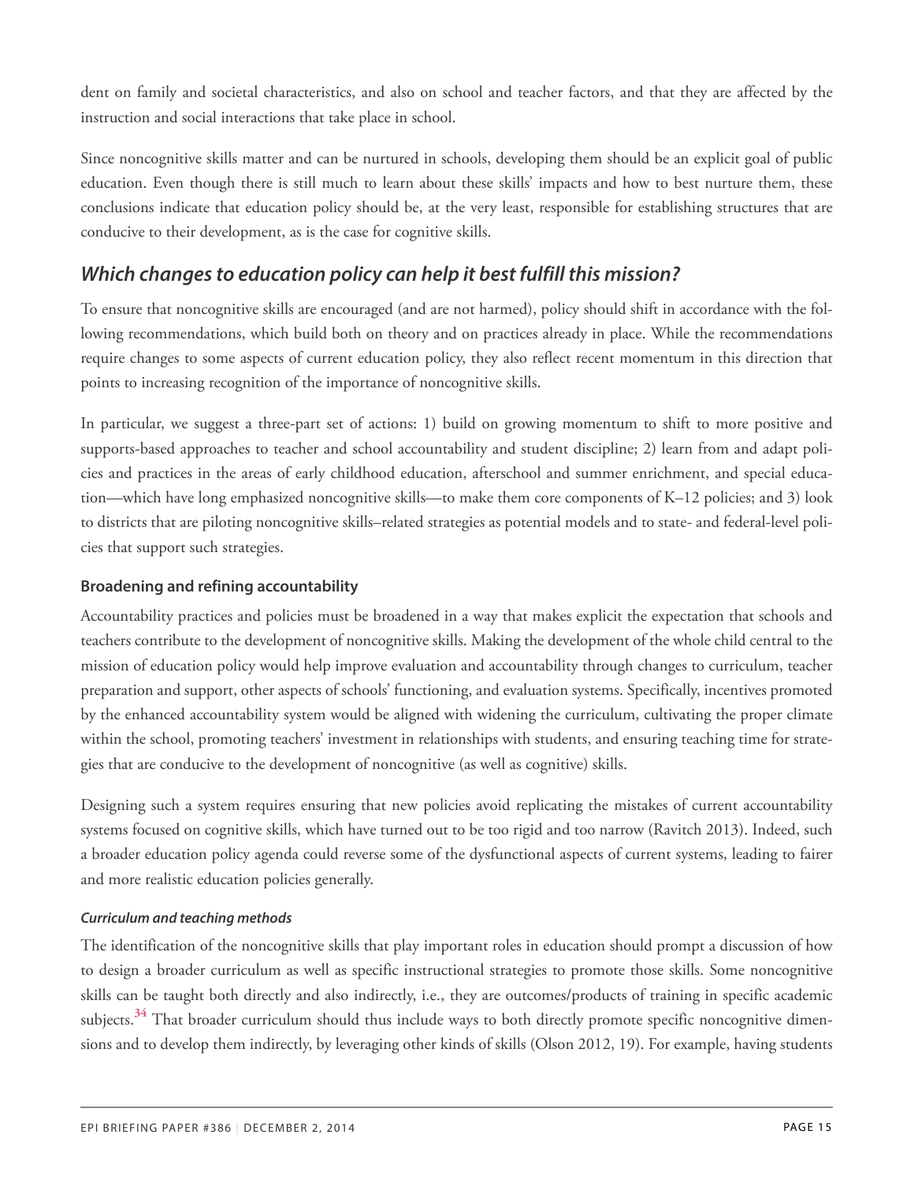dent on family and societal characteristics, and also on school and teacher factors, and that they are affected by the instruction and social interactions that take place in school.

Since noncognitive skills matter and can be nurtured in schools, developing them should be an explicit goal of public education. Even though there is still much to learn about these skills' impacts and how to best nurture them, these conclusions indicate that education policy should be, at the very least, responsible for establishing structures that are conducive to their development, as is the case for cognitive skills.

## *Which changes to education policy can help it best fulfill this mission?*

To ensure that noncognitive skills are encouraged (and are not harmed), policy should shift in accordance with the following recommendations, which build both on theory and on practices already in place. While the recommendations require changes to some aspects of current education policy, they also reflect recent momentum in this direction that points to increasing recognition of the importance of noncognitive skills.

In particular, we suggest a three-part set of actions: 1) build on growing momentum to shift to more positive and supports-based approaches to teacher and school accountability and student discipline; 2) learn from and adapt policies and practices in the areas of early childhood education, afterschool and summer enrichment, and special education—which have long emphasized noncognitive skills—to make them core components of K–12 policies; and 3) look to districts that are piloting noncognitive skills–related strategies as potential models and to state- and federal-level policies that support such strategies.

### Broadening and refining accountability

Accountability practices and policies must be broadened in a way that makes explicit the expectation that schools and teachers contribute to the development of noncognitive skills. Making the development of the whole child central to the mission of education policy would help improve evaluation and accountability through changes to curriculum, teacher preparation and support, other aspects of schools' functioning, and evaluation systems. Specifically, incentives promoted by the enhanced accountability system would be aligned with widening the curriculum, cultivating the proper climate within the school, promoting teachers' investment in relationships with students, and ensuring teaching time for strategies that are conducive to the development of noncognitive (as well as cognitive) skills.

Designing such a system requires ensuring that new policies avoid replicating the mistakes of current accountability systems focused on cognitive skills, which have turned out to be too rigid and too narrow (Ravitch 2013). Indeed, such a broader education policy agenda could reverse some of the dysfunctional aspects of current systems, leading to fairer and more realistic education policies generally.

#### *Curriculum and teaching methods*

The identification of the noncognitive skills that play important roles in education should prompt a discussion of how to design a broader curriculum as well as specific instructional strategies to promote those skills. Some noncognitive skills can be taught both directly and also indirectly, i.e., they are outcomes/products of training in specific academic subjects.[34] That broader curriculum should thus include ways to both directly promote specific noncognitive dimensions and to develop them indirectly, by leveraging other kinds of skills (Olson 2012, 19). For example, having students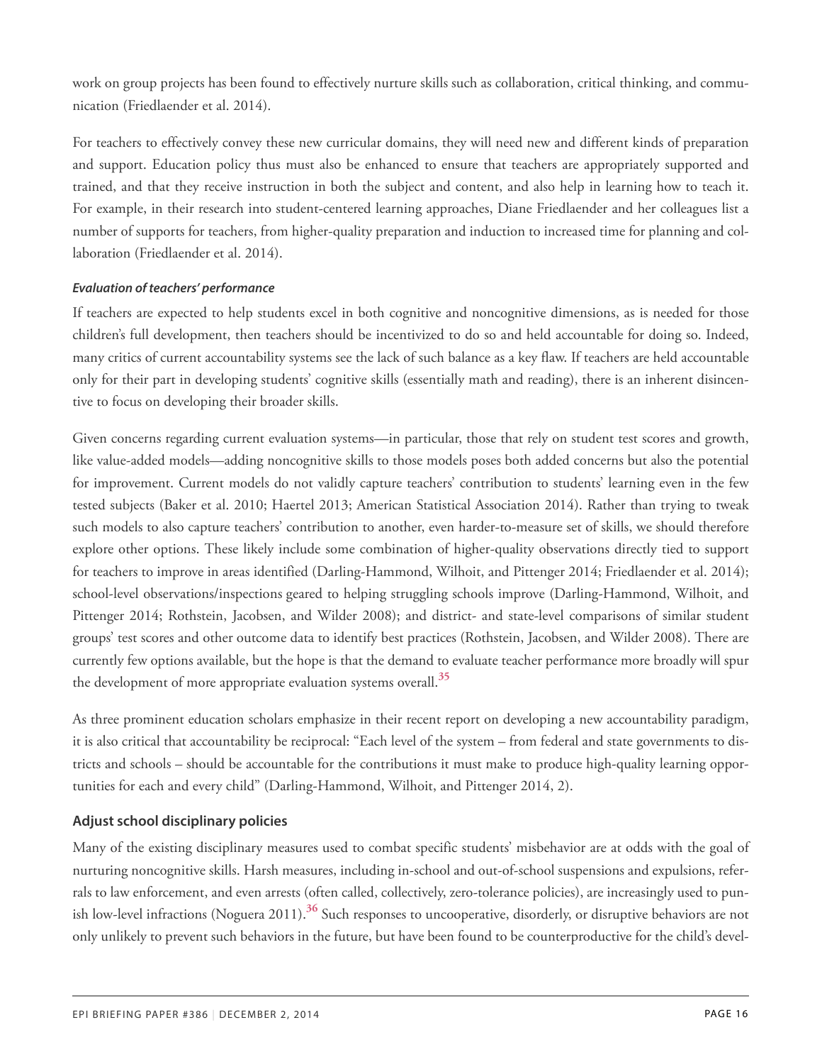work on group projects has been found to effectively nurture skills such as collaboration, critical thinking, and communication (Friedlaender et al. 2014).

For teachers to effectively convey these new curricular domains, they will need new and different kinds of preparation and support. Education policy thus must also be enhanced to ensure that teachers are appropriately supported and trained, and that they receive instruction in both the subject and content, and also help in learning how to teach it. For example, in their research into student-centered learning approaches, Diane Friedlaender and her colleagues list a number of supports for teachers, from higher-quality preparation and induction to increased time for planning and collaboration (Friedlaender et al. 2014).

#### *Evaluation of teachers' performance*

If teachers are expected to help students excel in both cognitive and noncognitive dimensions, as is needed for those children's full development, then teachers should be incentivized to do so and held accountable for doing so. Indeed, many critics of current accountability systems see the lack of such balance as a key flaw. If teachers are held accountable only for their part in developing students' cognitive skills (essentially math and reading), there is an inherent disincentive to focus on developing their broader skills.

Given concerns regarding current evaluation systems—in particular, those that rely on student test scores and growth, like value-added models—adding noncognitive skills to those models poses both added concerns but also the potential for improvement. Current models do not validly capture teachers' contribution to students' learning even in the few tested subjects (Baker et al. 2010; Haertel 2013; American Statistical Association 2014). Rather than trying to tweak such models to also capture teachers' contribution to another, even harder-to-measure set of skills, we should therefore explore other options. These likely include some combination of higher-quality observations directly tied to support for teachers to improve in areas identified (Darling-Hammond, Wilhoit, and Pittenger 2014; Friedlaender et al. 2014); school-level observations/inspections geared to helping struggling schools improve (Darling-Hammond, Wilhoit, and Pittenger 2014; Rothstein, Jacobsen, and Wilder 2008); and district- and state-level comparisons of similar student groups' test scores and other outcome data to identify best practices (Rothstein, Jacobsen, and Wilder 2008). There are currently few options available, but the hope is that the demand to evaluate teacher performance more broadly will spur the development of more appropriate evaluation systems overall.[35]

As three prominent education scholars emphasize in their recent report on developing a new accountability paradigm, it is also critical that accountability be reciprocal: "Each level of the system – from federal and state governments to districts and schools – should be accountable for the contributions it must make to produce high-quality learning opportunities for each and every child" (Darling-Hammond, Wilhoit, and Pittenger 2014, 2).

### Adjust school disciplinary policies

Many of the existing disciplinary measures used to combat specific students' misbehavior are at odds with the goal of nurturing noncognitive skills. Harsh measures, including in-school and out-of-school suspensions and expulsions, referrals to law enforcement, and even arrests (often called, collectively, zero-tolerance policies), are increasingly used to punish low-level infractions (Noguera 2011).[36] Such responses to uncooperative, disorderly, or disruptive behaviors are not only unlikely to prevent such behaviors in the future, but have been found to be counterproductive for the child's devel-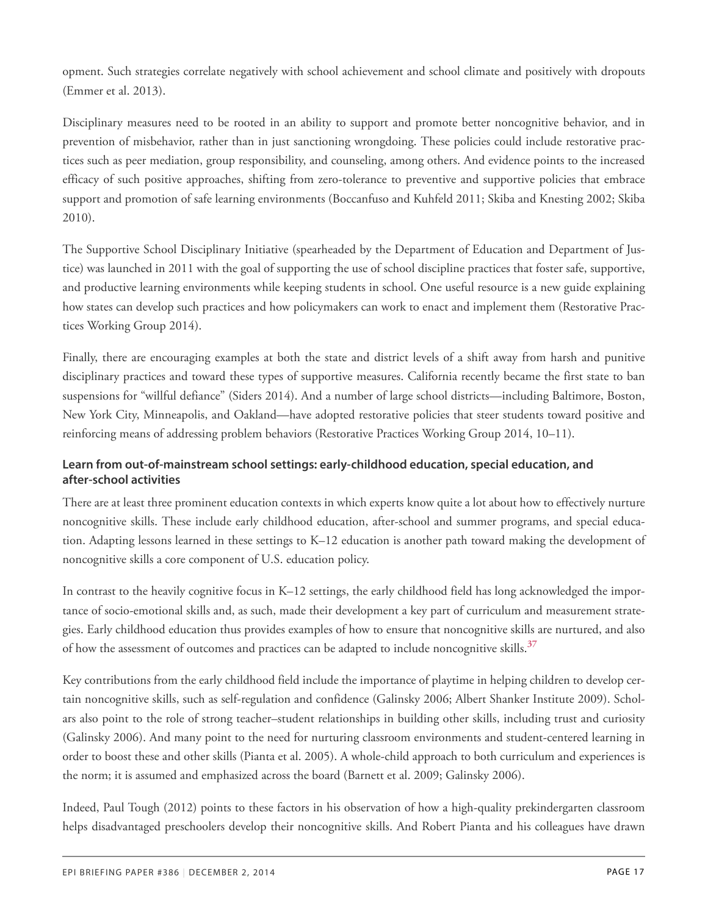opment. Such strategies correlate negatively with school achievement and school climate and positively with dropouts (Emmer et al. 2013).

Disciplinary measures need to be rooted in an ability to support and promote better noncognitive behavior, and in prevention of misbehavior, rather than in just sanctioning wrongdoing. These policies could include restorative practices such as peer mediation, group responsibility, and counseling, among others. And evidence points to the increased efficacy of such positive approaches, shifting from zero-tolerance to preventive and supportive policies that embrace support and promotion of safe learning environments (Boccanfuso and Kuhfeld 2011; Skiba and Knesting 2002; Skiba 2010).

The Supportive School Disciplinary Initiative (spearheaded by the Department of Education and Department of Justice) was launched in 2011 with the goal of supporting the use of school discipline practices that foster safe, supportive, and productive learning environments while keeping students in school. One useful resource is a new guide explaining how states can develop such practices and how policymakers can work to enact and implement them (Restorative Practices Working Group 2014).

Finally, there are encouraging examples at both the state and district levels of a shift away from harsh and punitive disciplinary practices and toward these types of supportive measures. California recently became the first state to ban suspensions for "willful defiance" (Siders 2014). And a number of large school districts—including Baltimore, Boston, New York City, Minneapolis, and Oakland—have adopted restorative policies that steer students toward positive and reinforcing means of addressing problem behaviors (Restorative Practices Working Group 2014, 10–11).

#### Learn from out-of-mainstream school settings: early-childhood education, special education, and after-school activities

There are at least three prominent education contexts in which experts know quite a lot about how to effectively nurture noncognitive skills. These include early childhood education, after-school and summer programs, and special education. Adapting lessons learned in these settings to K–12 education is another path toward making the development of noncognitive skills a core component of U.S. education policy.

In contrast to the heavily cognitive focus in K–12 settings, the early childhood field has long acknowledged the importance of socio-emotional skills and, as such, made their development a key part of curriculum and measurement strategies. Early childhood education thus provides examples of how to ensure that noncognitive skills are nurtured, and also of how the assessment of outcomes and practices can be adapted to include noncognitive skills.[37]

Key contributions from the early childhood field include the importance of playtime in helping children to develop certain noncognitive skills, such as self-regulation and confidence (Galinsky 2006; Albert Shanker Institute 2009). Scholars also point to the role of strong teacher–student relationships in building other skills, including trust and curiosity (Galinsky 2006). And many point to the need for nurturing classroom environments and student-centered learning in order to boost these and other skills (Pianta et al. 2005). A whole-child approach to both curriculum and experiences is the norm; it is assumed and emphasized across the board (Barnett et al. 2009; Galinsky 2006).

Indeed, Paul Tough (2012) points to these factors in his observation of how a high-quality prekindergarten classroom helps disadvantaged preschoolers develop their noncognitive skills. And Robert Pianta and his colleagues have drawn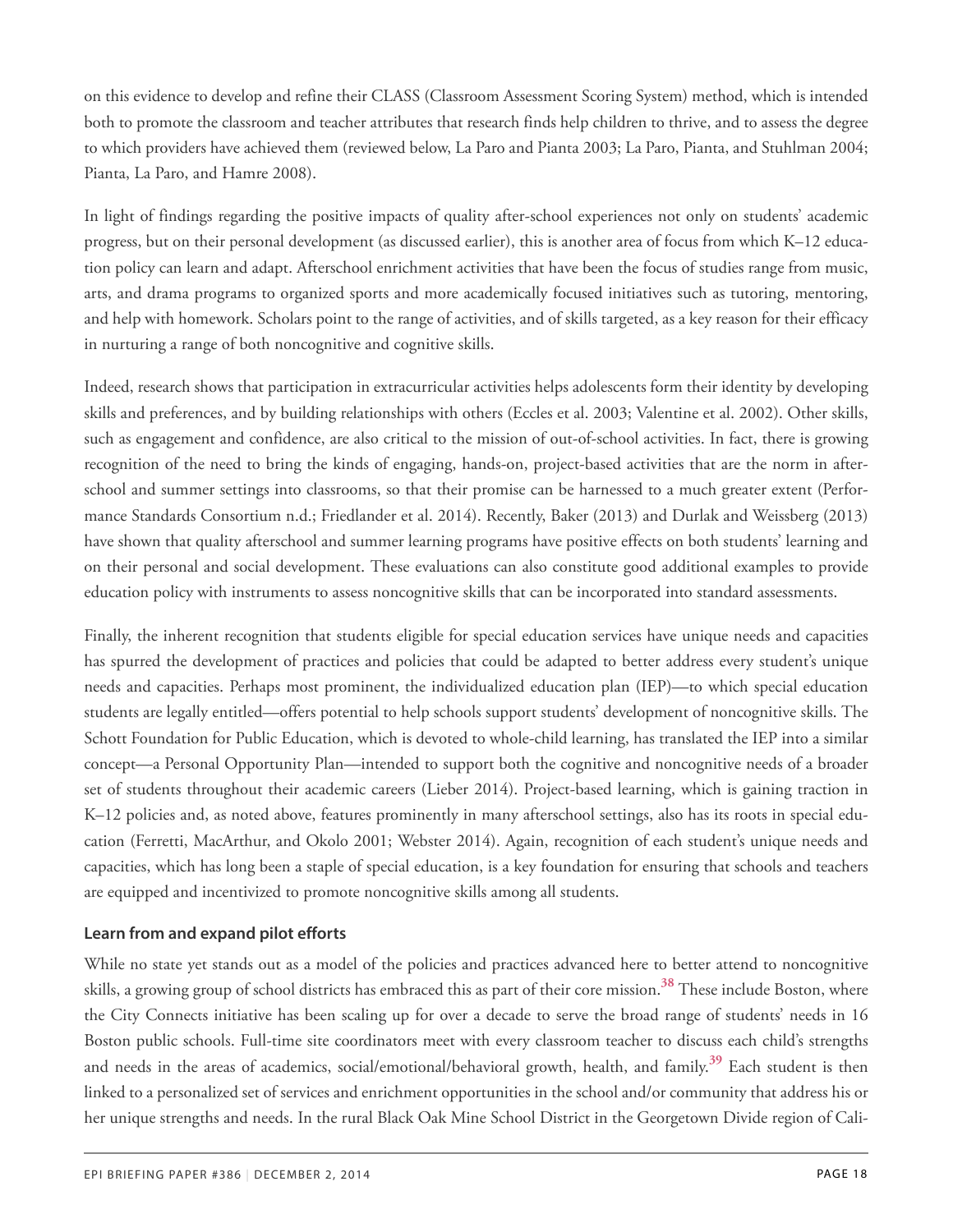on this evidence to develop and refine their CLASS (Classroom Assessment Scoring System) method, which is intended both to promote the classroom and teacher attributes that research finds help children to thrive, and to assess the degree to which providers have achieved them (reviewed below, La Paro and Pianta 2003; La Paro, Pianta, and Stuhlman 2004; Pianta, La Paro, and Hamre 2008).

In light of findings regarding the positive impacts of quality after-school experiences not only on students' academic progress, but on their personal development (as discussed earlier), this is another area of focus from which K–12 education policy can learn and adapt. Afterschool enrichment activities that have been the focus of studies range from music, arts, and drama programs to organized sports and more academically focused initiatives such as tutoring, mentoring, and help with homework. Scholars point to the range of activities, and of skills targeted, as a key reason for their efficacy in nurturing a range of both noncognitive and cognitive skills.

Indeed, research shows that participation in extracurricular activities helps adolescents form their identity by developing skills and preferences, and by building relationships with others (Eccles et al. 2003; Valentine et al. 2002). Other skills, such as engagement and confidence, are also critical to the mission of out-of-school activities. In fact, there is growing recognition of the need to bring the kinds of engaging, hands-on, project-based activities that are the norm in after-school and summer settings into classrooms, so that their promise can be harnessed to a much greater extent (Performance Standards Consortium n.d.; Friedlander et al. 2014). Recently, Baker (2013) and Durlak and Weissberg (2013) have shown that quality afterschool and summer learning programs have positive effects on both students' learning and on their personal and social development. These evaluations can also constitute good additional examples to provide education policy with instruments to assess noncognitive skills that can be incorporated into standard assessments.

Finally, the inherent recognition that students eligible for special education services have unique needs and capacities has spurred the development of practices and policies that could be adapted to better address every student's unique needs and capacities. Perhaps most prominent, the individualized education plan (IEP)—to which special education students are legally entitled—offers potential to help schools support students' development of noncognitive skills. The Schott Foundation for Public Education, which is devoted to whole-child learning, has translated the IEP into a similar concept—a Personal Opportunity Plan—intended to support both the cognitive and noncognitive needs of a broader set of students throughout their academic careers (Lieber 2014). Project-based learning, which is gaining traction in K–12 policies and, as noted above, features prominently in many afterschool settings, also has its roots in special education (Ferretti, MacArthur, and Okolo 2001; Webster 2014). Again, recognition of each student's unique needs and capacities, which has long been a staple of special education, is a key foundation for ensuring that schools and teachers are equipped and incentivized to promote noncognitive skills among all students.

### Learn from and expand pilot efforts

While no state yet stands out as a model of the policies and practices advanced here to better attend to noncognitive skills, a growing group of school districts has embraced this as part of their core mission.[38] These include Boston, where the City Connects initiative has been scaling up for over a decade to serve the broad range of students' needs in 16 Boston public schools. Full-time site coordinators meet with every classroom teacher to discuss each child's strengths and needs in the areas of academics, social/emotional/behavioral growth, health, and family.[39] Each student is then linked to a personalized set of services and enrichment opportunities in the school and/or community that address his or her unique strengths and needs. In the rural Black Oak Mine School District in the Georgetown Divide region of Cali-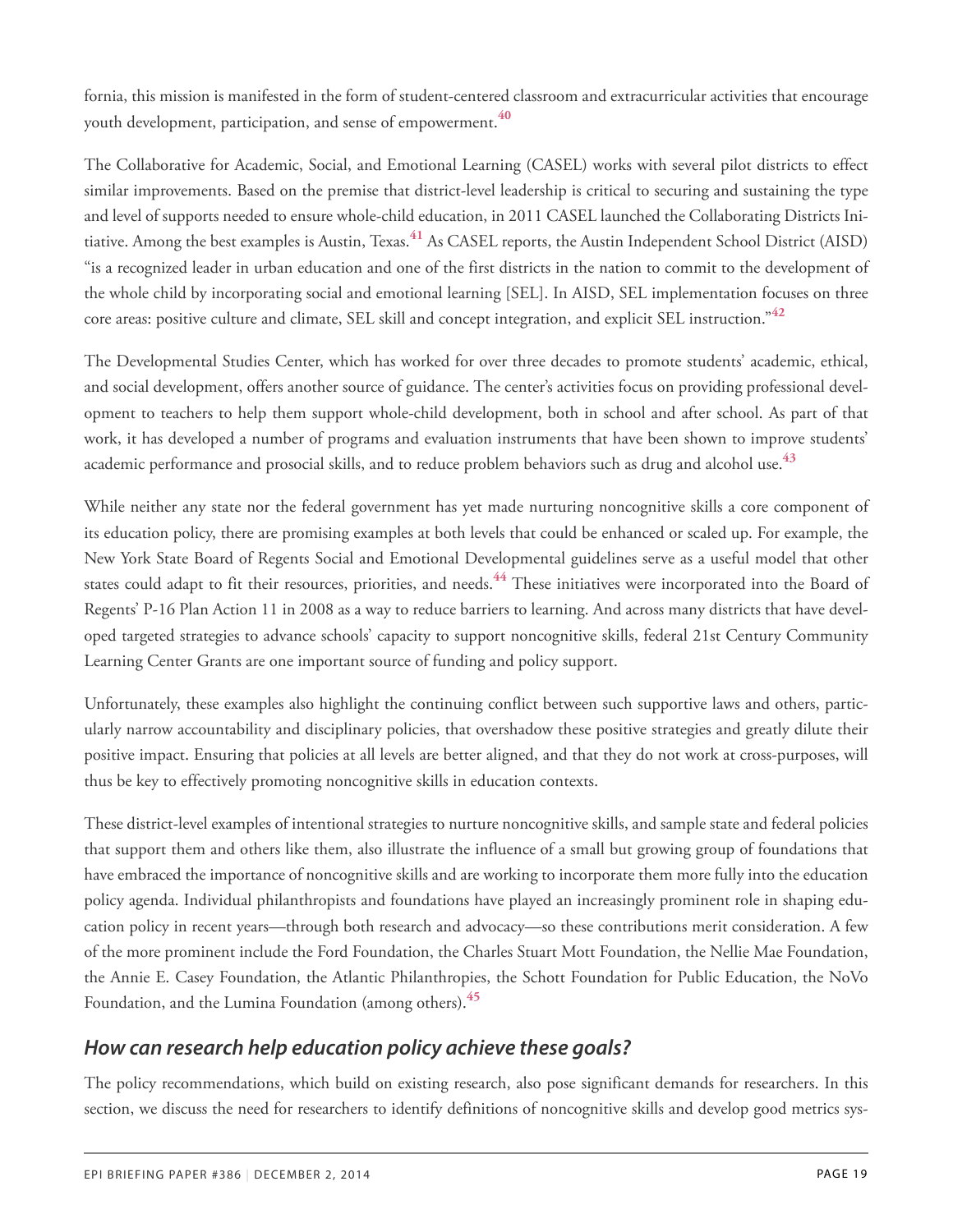fornia, this mission is manifested in the form of student-centered classroom and extracurricular activities that encourage youth development, participation, and sense of empowerment.[40]

The Collaborative for Academic, Social, and Emotional Learning (CASEL) works with several pilot districts to effect similar improvements. Based on the premise that district-level leadership is critical to securing and sustaining the type and level of supports needed to ensure whole-child education, in 2011 CASEL launched the Collaborating Districts Initiative. Among the best examples is Austin, Texas.[41] As CASEL reports, the Austin Independent School District (AISD) "is a recognized leader in urban education and one of the first districts in the nation to commit to the development of the whole child by incorporating social and emotional learning [SEL]. In AISD, SEL implementation focuses on three core areas: positive culture and climate, SEL skill and concept integration, and explicit SEL instruction."[42]

The Developmental Studies Center, which has worked for over three decades to promote students' academic, ethical, and social development, offers another source of guidance. The center's activities focus on providing professional development to teachers to help them support whole-child development, both in school and after school. As part of that work, it has developed a number of programs and evaluation instruments that have been shown to improve students' academic performance and prosocial skills, and to reduce problem behaviors such as drug and alcohol use.[43]

While neither any state nor the federal government has yet made nurturing noncognitive skills a core component of its education policy, there are promising examples at both levels that could be enhanced or scaled up. For example, the New York State Board of Regents Social and Emotional Developmental guidelines serve as a useful model that other states could adapt to fit their resources, priorities, and needs.[44] These initiatives were incorporated into the Board of Regents' P-16 Plan Action 11 in 2008 as a way to reduce barriers to learning. And across many districts that have developed targeted strategies to advance schools' capacity to support noncognitive skills, federal 21st Century Community Learning Center Grants are one important source of funding and policy support.

Unfortunately, these examples also highlight the continuing conflict between such supportive laws and others, particularly narrow accountability and disciplinary policies, that overshadow these positive strategies and greatly dilute their positive impact. Ensuring that policies at all levels are better aligned, and that they do not work at cross-purposes, will thus be key to effectively promoting noncognitive skills in education contexts.

These district-level examples of intentional strategies to nurture noncognitive skills, and sample state and federal policies that support them and others like them, also illustrate the influence of a small but growing group of foundations that have embraced the importance of noncognitive skills and are working to incorporate them more fully into the education policy agenda. Individual philanthropists and foundations have played an increasingly prominent role in shaping education policy in recent years—through both research and advocacy—so these contributions merit consideration. A few of the more prominent include the Ford Foundation, the Charles Stuart Mott Foundation, the Nellie Mae Foundation, the Annie E. Casey Foundation, the Atlantic Philanthropies, the Schott Foundation for Public Education, the NoVo Foundation, and the Lumina Foundation (among others).[45]

## *How can research help education policy achieve these goals?*

The policy recommendations, which build on existing research, also pose significant demands for researchers. In this section, we discuss the need for researchers to identify definitions of noncognitive skills and develop good metrics sys-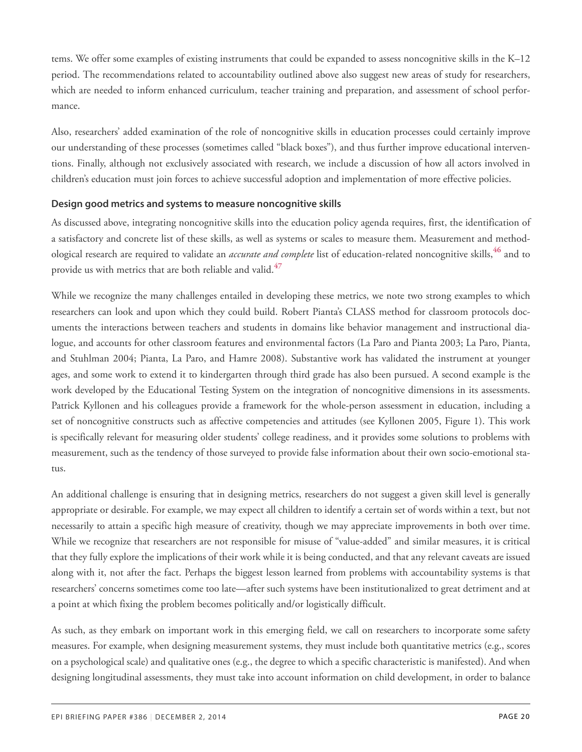tems. We offer some examples of existing instruments that could be expanded to assess noncognitive skills in the K–12 period. The recommendations related to accountability outlined above also suggest new areas of study for researchers, which are needed to inform enhanced curriculum, teacher training and preparation, and assessment of school performance.

Also, researchers' added examination of the role of noncognitive skills in education processes could certainly improve our understanding of these processes (sometimes called "black boxes"), and thus further improve educational interventions. Finally, although not exclusively associated with research, we include a discussion of how all actors involved in children's education must join forces to achieve successful adoption and implementation of more effective policies.

### Design good metrics and systems to measure noncognitive skills

As discussed above, integrating noncognitive skills into the education policy agenda requires, first, the identification of a satisfactory and concrete list of these skills, as well as systems or scales to measure them. Measurement and methodological research are required to validate an *accurate and complete* list of education-related noncognitive skills,[46] and to provide us with metrics that are both reliable and valid.[47]

While we recognize the many challenges entailed in developing these metrics, we note two strong examples to which researchers can look and upon which they could build. Robert Pianta's CLASS method for classroom protocols documents the interactions between teachers and students in domains like behavior management and instructional dialogue, and accounts for other classroom features and environmental factors (La Paro and Pianta 2003; La Paro, Pianta, and Stuhlman 2004; Pianta, La Paro, and Hamre 2008). Substantive work has validated the instrument at younger ages, and some work to extend it to kindergarten through third grade has also been pursued. A second example is the work developed by the Educational Testing System on the integration of noncognitive dimensions in its assessments. Patrick Kyllonen and his colleagues provide a framework for the whole-person assessment in education, including a set of noncognitive constructs such as affective competencies and attitudes (see Kyllonen 2005, Figure 1). This work is specifically relevant for measuring older students' college readiness, and it provides some solutions to problems with measurement, such as the tendency of those surveyed to provide false information about their own socio-emotional status.

An additional challenge is ensuring that in designing metrics, researchers do not suggest a given skill level is generally appropriate or desirable. For example, we may expect all children to identify a certain set of words within a text, but not necessarily to attain a specific high measure of creativity, though we may appreciate improvements in both over time. While we recognize that researchers are not responsible for misuse of "value-added" and similar measures, it is critical that they fully explore the implications of their work while it is being conducted, and that any relevant caveats are issued along with it, not after the fact. Perhaps the biggest lesson learned from problems with accountability systems is that researchers' concerns sometimes come too late—after such systems have been institutionalized to great detriment and at a point at which fixing the problem becomes politically and/or logistically difficult.

As such, as they embark on important work in this emerging field, we call on researchers to incorporate some safety measures. For example, when designing measurement systems, they must include both quantitative metrics (e.g., scores on a psychological scale) and qualitative ones (e.g., the degree to which a specific characteristic is manifested). And when designing longitudinal assessments, they must take into account information on child development, in order to balance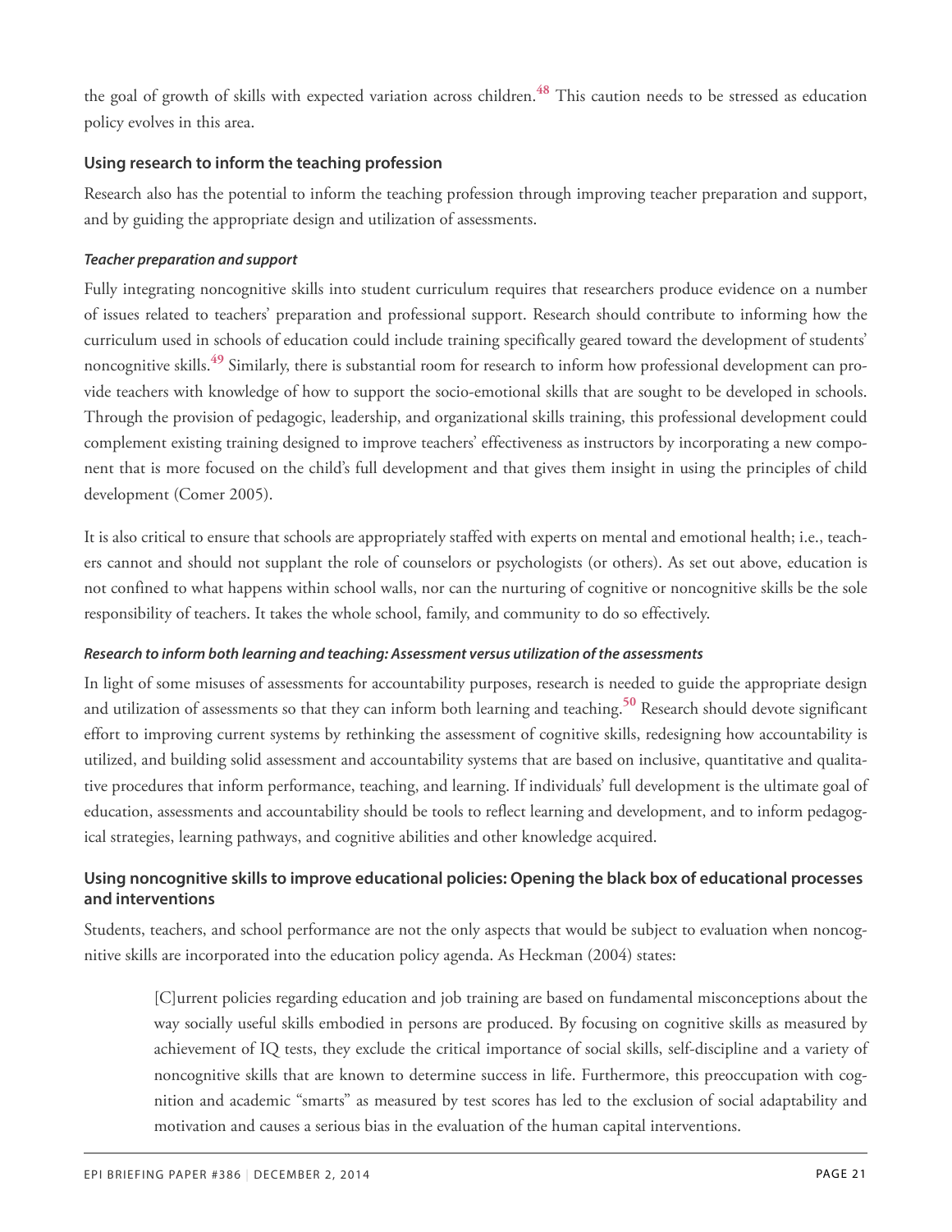the goal of growth of skills with expected variation across children.[48] This caution needs to be stressed as education policy evolves in this area.

## Using research to inform the teaching profession

Research also has the potential to inform the teaching profession through improving teacher preparation and support, and by guiding the appropriate design and utilization of assessments.

### *Teacher preparation and support*

Fully integrating noncognitive skills into student curriculum requires that researchers produce evidence on a number of issues related to teachers' preparation and professional support. Research should contribute to informing how the curriculum used in schools of education could include training specifically geared toward the development of students' noncognitive skills.[49] Similarly, there is substantial room for research to inform how professional development can provide teachers with knowledge of how to support the socio-emotional skills that are sought to be developed in schools. Through the provision of pedagogic, leadership, and organizational skills training, this professional development could complement existing training designed to improve teachers' effectiveness as instructors by incorporating a new component that is more focused on the child's full development and that gives them insight in using the principles of child development (Comer 2005).

It is also critical to ensure that schools are appropriately staffed with experts on mental and emotional health; i.e., teachers cannot and should not supplant the role of counselors or psychologists (or others). As set out above, education is not confined to what happens within school walls, nor can the nurturing of cognitive or noncognitive skills be the sole responsibility of teachers. It takes the whole school, family, and community to do so effectively.

### *Research to inform both learning and teaching: Assessment versus utilization of the assessments*

In light of some misuses of assessments for accountability purposes, research is needed to guide the appropriate design and utilization of assessments so that they can inform both learning and teaching.[50] Research should devote significant effort to improving current systems by rethinking the assessment of cognitive skills, redesigning how accountability is utilized, and building solid assessment and accountability systems that are based on inclusive, quantitative and qualitative procedures that inform performance, teaching, and learning. If individuals' full development is the ultimate goal of education, assessments and accountability should be tools to reflect learning and development, and to inform pedagogical strategies, learning pathways, and cognitive abilities and other knowledge acquired.

## Using noncognitive skills to improve educational policies: Opening the black box of educational processes and interventions

Students, teachers, and school performance are not the only aspects that would be subject to evaluation when noncognitive skills are incorporated into the education policy agenda. As Heckman (2004) states:

> [C]urrent policies regarding education and job training are based on fundamental misconceptions about the way socially useful skills embodied in persons are produced. By focusing on cognitive skills as measured by achievement of IQ tests, they exclude the critical importance of social skills, self-discipline and a variety of noncognitive skills that are known to determine success in life. Furthermore, this preoccupation with cognition and academic "smarts" as measured by test scores has led to the exclusion of social adaptability and motivation and causes a serious bias in the evaluation of the human capital interventions.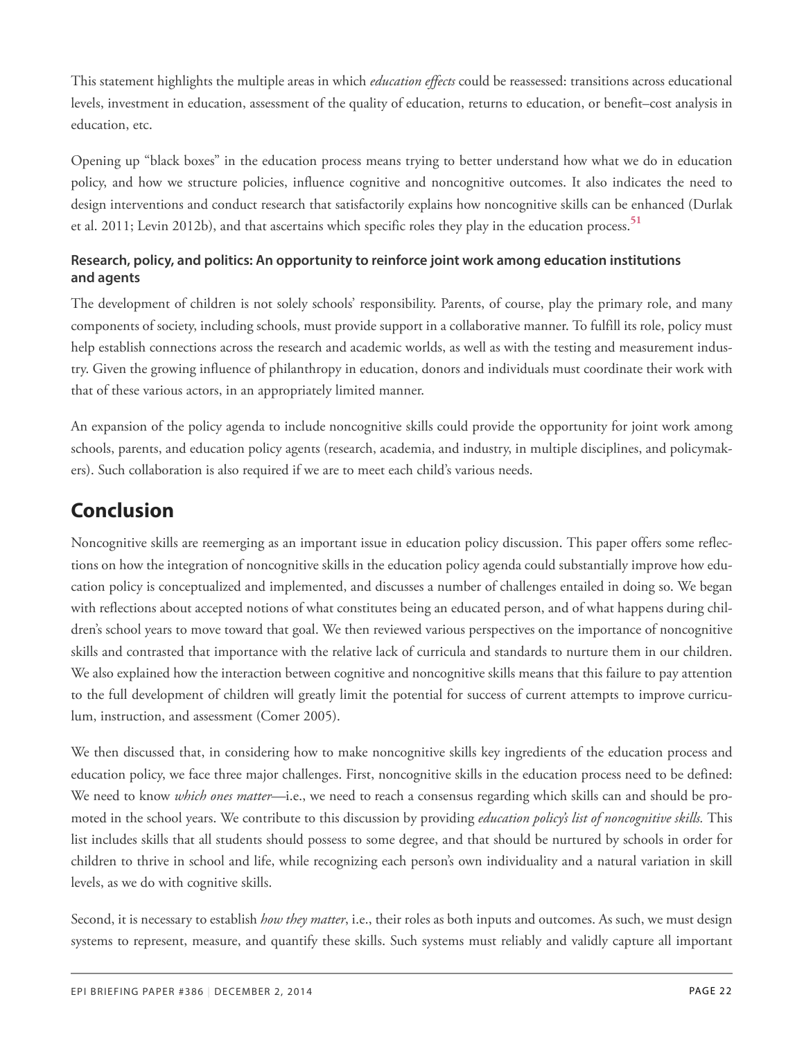This statement highlights the multiple areas in which *education effects* could be reassessed: transitions across educational levels, investment in education, assessment of the quality of education, returns to education, or benefit–cost analysis in education, etc.

Opening up "black boxes" in the education process means trying to better understand how what we do in education policy, and how we structure policies, influence cognitive and noncognitive outcomes. It also indicates the need to design interventions and conduct research that satisfactorily explains how noncognitive skills can be enhanced (Durlak et al. 2011; Levin 2012b), and that ascertains which specific roles they play in the education process.[51]

**Research, policy, and politics: An opportunity to reinforce joint work among education institutions and agents**

The development of children is not solely schools' responsibility. Parents, of course, play the primary role, and many components of society, including schools, must provide support in a collaborative manner. To fulfill its role, policy must help establish connections across the research and academic worlds, as well as with the testing and measurement industry. Given the growing influence of philanthropy in education, donors and individuals must coordinate their work with that of these various actors, in an appropriately limited manner.

An expansion of the policy agenda to include noncognitive skills could provide the opportunity for joint work among schools, parents, and education policy agents (research, academia, and industry, in multiple disciplines, and policymakers). Such collaboration is also required if we are to meet each child's various needs.

## Conclusion

Noncognitive skills are reemerging as an important issue in education policy discussion. This paper offers some reflections on how the integration of noncognitive skills in the education policy agenda could substantially improve how education policy is conceptualized and implemented, and discusses a number of challenges entailed in doing so. We began with reflections about accepted notions of what constitutes being an educated person, and of what happens during children's school years to move toward that goal. We then reviewed various perspectives on the importance of noncognitive skills and contrasted that importance with the relative lack of curricula and standards to nurture them in our children. We also explained how the interaction between cognitive and noncognitive skills means that this failure to pay attention to the full development of children will greatly limit the potential for success of current attempts to improve curriculum, instruction, and assessment (Comer 2005).

We then discussed that, in considering how to make noncognitive skills key ingredients of the education process and education policy, we face three major challenges. First, noncognitive skills in the education process need to be defined: We need to know *which ones matter*—i.e., we need to reach a consensus regarding which skills can and should be promoted in the school years. We contribute to this discussion by providing *education policy's list of noncognitive skills.* This list includes skills that all students should possess to some degree, and that should be nurtured by schools in order for children to thrive in school and life, while recognizing each person's own individuality and a natural variation in skill levels, as we do with cognitive skills.

Second, it is necessary to establish *how they matter*, i.e., their roles as both inputs and outcomes. As such, we must design systems to represent, measure, and quantify these skills. Such systems must reliably and validly capture all important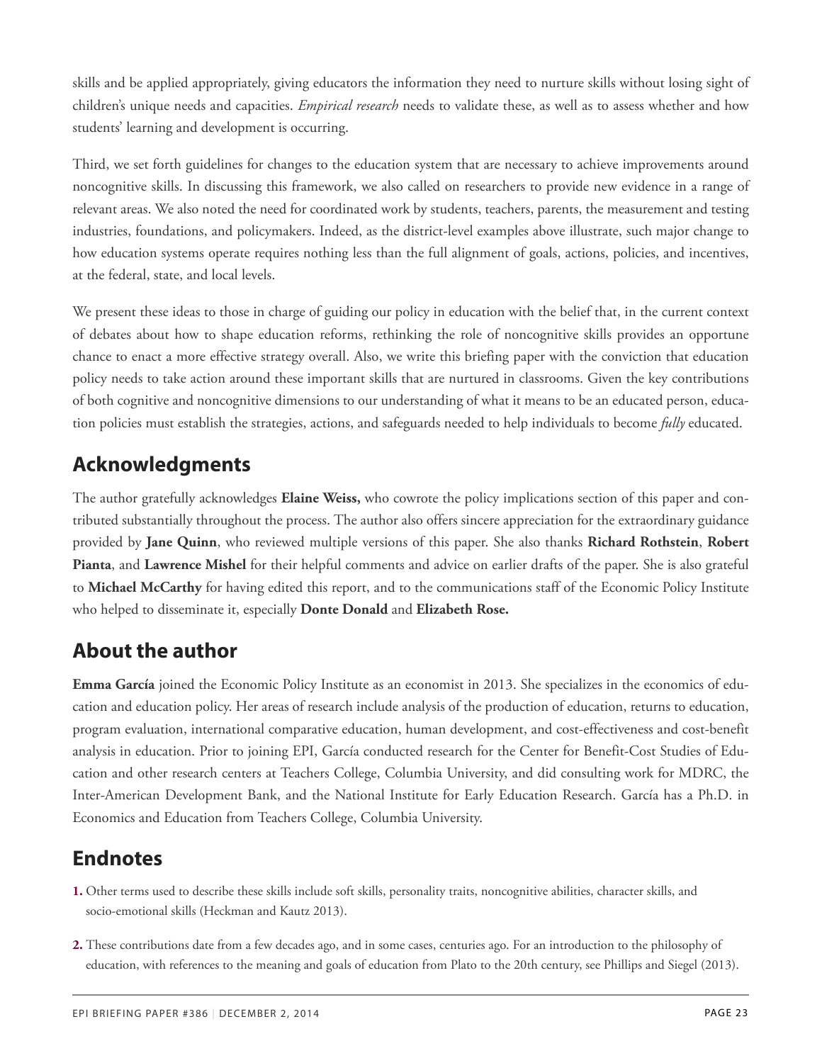skills and be applied appropriately, giving educators the information they need to nurture skills without losing sight of children's unique needs and capacities. *Empirical research* needs to validate these, as well as to assess whether and how students' learning and development is occurring.

Third, we set forth guidelines for changes to the education system that are necessary to achieve improvements around noncognitive skills. In discussing this framework, we also called on researchers to provide new evidence in a range of relevant areas. We also noted the need for coordinated work by students, teachers, parents, the measurement and testing industries, foundations, and policymakers. Indeed, as the district-level examples above illustrate, such major change to how education systems operate requires nothing less than the full alignment of goals, actions, policies, and incentives, at the federal, state, and local levels.

We present these ideas to those in charge of guiding our policy in education with the belief that, in the current context of debates about how to shape education reforms, rethinking the role of noncognitive skills provides an opportune chance to enact a more effective strategy overall. Also, we write this briefing paper with the conviction that education policy needs to take action around these important skills that are nurtured in classrooms. Given the key contributions of both cognitive and noncognitive dimensions to our understanding of what it means to be an educated person, education policies must establish the strategies, actions, and safeguards needed to help individuals to become *fully* educated.

## Acknowledgments

The author gratefully acknowledges **Elaine Weiss,** who cowrote the policy implications section of this paper and contributed substantially throughout the process. The author also offers sincere appreciation for the extraordinary guidance provided by **Jane Quinn**, who reviewed multiple versions of this paper. She also thanks **Richard Rothstein**, **Robert Pianta**, and **Lawrence Mishel** for their helpful comments and advice on earlier drafts of the paper. She is also grateful to **Michael McCarthy** for having edited this report, and to the communications staff of the Economic Policy Institute who helped to disseminate it, especially **Donte Donald** and **Elizabeth Rose.**

## About the author

**Emma García** joined the Economic Policy Institute as an economist in 2013. She specializes in the economics of education and education policy. Her areas of research include analysis of the production of education, returns to education, program evaluation, international comparative education, human development, and cost-effectiveness and cost-benefit analysis in education. Prior to joining EPI, García conducted research for the Center for Benefit-Cost Studies of Education and other research centers at Teachers College, Columbia University, and did consulting work for MDRC, the Inter-American Development Bank, and the National Institute for Early Education Research. García has a Ph.D. in Economics and Education from Teachers College, Columbia University.

## Endnotes

**1.** Other terms used to describe these skills include soft skills, personality traits, noncognitive abilities, character skills, and socio-emotional skills (Heckman and Kautz 2013).

**2.** These contributions date from a few decades ago, and in some cases, centuries ago. For an introduction to the philosophy of education, with references to the meaning and goals of education from Plato to the 20th century, see Phillips and Siegel (2013).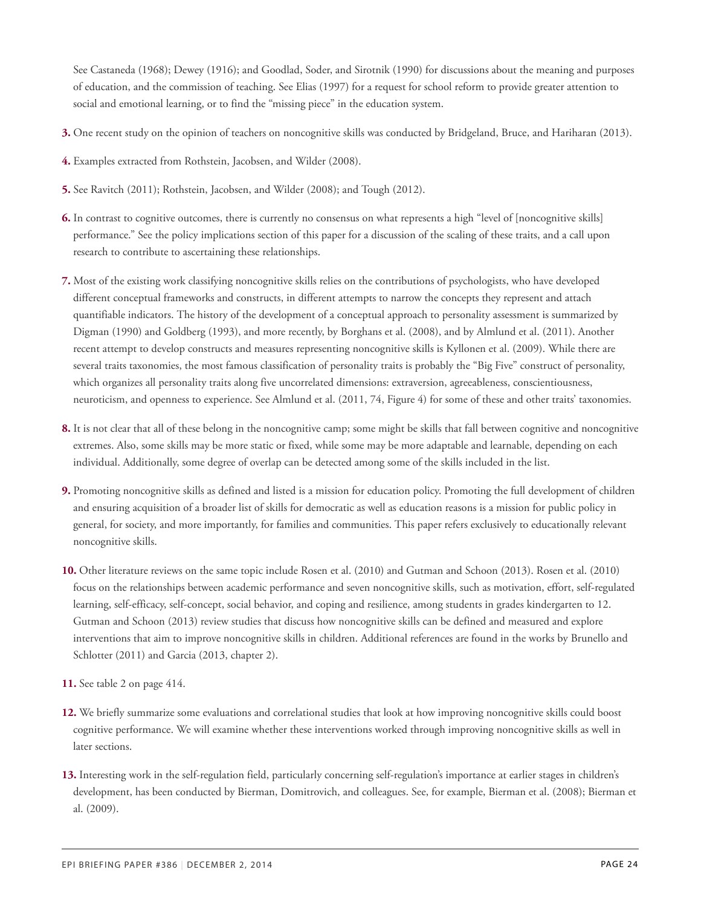See Castaneda (1968); Dewey (1916); and Goodlad, Soder, and Sirotnik (1990) for discussions about the meaning and purposes of education, and the commission of teaching. See Elias (1997) for a request for school reform to provide greater attention to social and emotional learning, or to find the "missing piece" in the education system.

**3.** One recent study on the opinion of teachers on noncognitive skills was conducted by Bridgeland, Bruce, and Hariharan (2013).

**4.** Examples extracted from Rothstein, Jacobsen, and Wilder (2008).

**5.** See Ravitch (2011); Rothstein, Jacobsen, and Wilder (2008); and Tough (2012).

**6.** In contrast to cognitive outcomes, there is currently no consensus on what represents a high "level of [noncognitive skills] performance." See the policy implications section of this paper for a discussion of the scaling of these traits, and a call upon research to contribute to ascertaining these relationships.

**7.** Most of the existing work classifying noncognitive skills relies on the contributions of psychologists, who have developed different conceptual frameworks and constructs, in different attempts to narrow the concepts they represent and attach quantifiable indicators. The history of the development of a conceptual approach to personality assessment is summarized by Digman (1990) and Goldberg (1993), and more recently, by Borghans et al. (2008), and by Almlund et al. (2011). Another recent attempt to develop constructs and measures representing noncognitive skills is Kyllonen et al. (2009). While there are several traits taxonomies, the most famous classification of personality traits is probably the "Big Five" construct of personality, which organizes all personality traits along five uncorrelated dimensions: extraversion, agreeableness, conscientiousness, neuroticism, and openness to experience. See Almlund et al. (2011, 74, Figure 4) for some of these and other traits' taxonomies.

**8.** It is not clear that all of these belong in the noncognitive camp; some might be skills that fall between cognitive and noncognitive extremes. Also, some skills may be more static or fixed, while some may be more adaptable and learnable, depending on each individual. Additionally, some degree of overlap can be detected among some of the skills included in the list.

**9.** Promoting noncognitive skills as defined and listed is a mission for education policy. Promoting the full development of children and ensuring acquisition of a broader list of skills for democratic as well as education reasons is a mission for public policy in general, for society, and more importantly, for families and communities. This paper refers exclusively to educationally relevant noncognitive skills.

**10.** Other literature reviews on the same topic include Rosen et al. (2010) and Gutman and Schoon (2013). Rosen et al. (2010) focus on the relationships between academic performance and seven noncognitive skills, such as motivation, effort, self-regulated learning, self-efficacy, self-concept, social behavior, and coping and resilience, among students in grades kindergarten to 12. Gutman and Schoon (2013) review studies that discuss how noncognitive skills can be defined and measured and explore interventions that aim to improve noncognitive skills in children. Additional references are found in the works by Brunello and Schlotter (2011) and Garcia (2013, chapter 2).

**11.** See table 2 on page 414.

**12.** We briefly summarize some evaluations and correlational studies that look at how improving noncognitive skills could boost cognitive performance. We will examine whether these interventions worked through improving noncognitive skills as well in later sections.

**13.** Interesting work in the self-regulation field, particularly concerning self-regulation's importance at earlier stages in children's development, has been conducted by Bierman, Domitrovich, and colleagues. See, for example, Bierman et al. (2008); Bierman et al. (2009).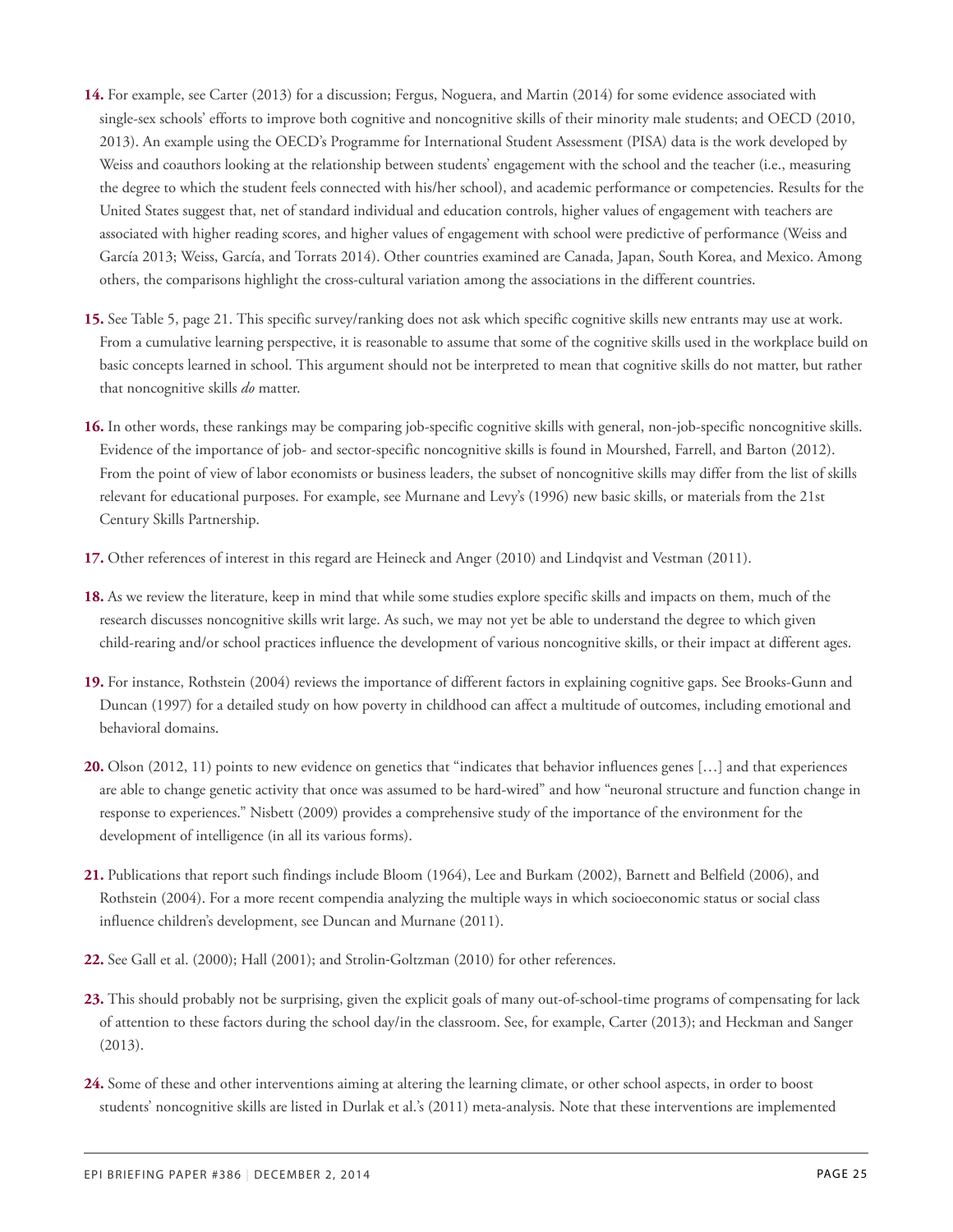**14.** For example, see Carter (2013) for a discussion; Fergus, Noguera, and Martin (2014) for some evidence associated with single-sex schools' efforts to improve both cognitive and noncognitive skills of their minority male students; and OECD (2010, 2013). An example using the OECD's Programme for International Student Assessment (PISA) data is the work developed by Weiss and coauthors looking at the relationship between students' engagement with the school and the teacher (i.e., measuring the degree to which the student feels connected with his/her school), and academic performance or competencies. Results for the United States suggest that, net of standard individual and education controls, higher values of engagement with teachers are associated with higher reading scores, and higher values of engagement with school were predictive of performance (Weiss and García 2013; Weiss, García, and Torrats 2014). Other countries examined are Canada, Japan, South Korea, and Mexico. Among others, the comparisons highlight the cross-cultural variation among the associations in the different countries.

**15.** See Table 5, page 21. This specific survey/ranking does not ask which specific cognitive skills new entrants may use at work. From a cumulative learning perspective, it is reasonable to assume that some of the cognitive skills used in the workplace build on basic concepts learned in school. This argument should not be interpreted to mean that cognitive skills do not matter, but rather that noncognitive skills *do* matter.

**16.** In other words, these rankings may be comparing job-specific cognitive skills with general, non-job-specific noncognitive skills. Evidence of the importance of job- and sector-specific noncognitive skills is found in Mourshed, Farrell, and Barton (2012). From the point of view of labor economists or business leaders, the subset of noncognitive skills may differ from the list of skills relevant for educational purposes. For example, see Murnane and Levy's (1996) new basic skills, or materials from the 21st Century Skills Partnership.

**17.** Other references of interest in this regard are Heineck and Anger (2010) and Lindqvist and Vestman (2011).

**18.** As we review the literature, keep in mind that while some studies explore specific skills and impacts on them, much of the research discusses noncognitive skills writ large. As such, we may not yet be able to understand the degree to which given child-rearing and/or school practices influence the development of various noncognitive skills, or their impact at different ages.

**19.** For instance, Rothstein (2004) reviews the importance of different factors in explaining cognitive gaps. See Brooks-Gunn and Duncan (1997) for a detailed study on how poverty in childhood can affect a multitude of outcomes, including emotional and behavioral domains.

**20.** Olson (2012, 11) points to new evidence on genetics that "indicates that behavior influences genes […] and that experiences are able to change genetic activity that once was assumed to be hard-wired" and how "neuronal structure and function change in response to experiences." Nisbett (2009) provides a comprehensive study of the importance of the environment for the development of intelligence (in all its various forms).

**21.** Publications that report such findings include Bloom (1964), Lee and Burkam (2002), Barnett and Belfield (2006), and Rothstein (2004). For a more recent compendia analyzing the multiple ways in which socioeconomic status or social class influence children's development, see Duncan and Murnane (2011).

**22.** See Gall et al. (2000); Hall (2001); and Strolin-Goltzman (2010) for other references.

**23.** This should probably not be surprising, given the explicit goals of many out-of-school-time programs of compensating for lack of attention to these factors during the school day/in the classroom. See, for example, Carter (2013); and Heckman and Sanger (2013).

**24.** Some of these and other interventions aiming at altering the learning climate, or other school aspects, in order to boost students' noncognitive skills are listed in Durlak et al.'s (2011) meta-analysis. Note that these interventions are implemented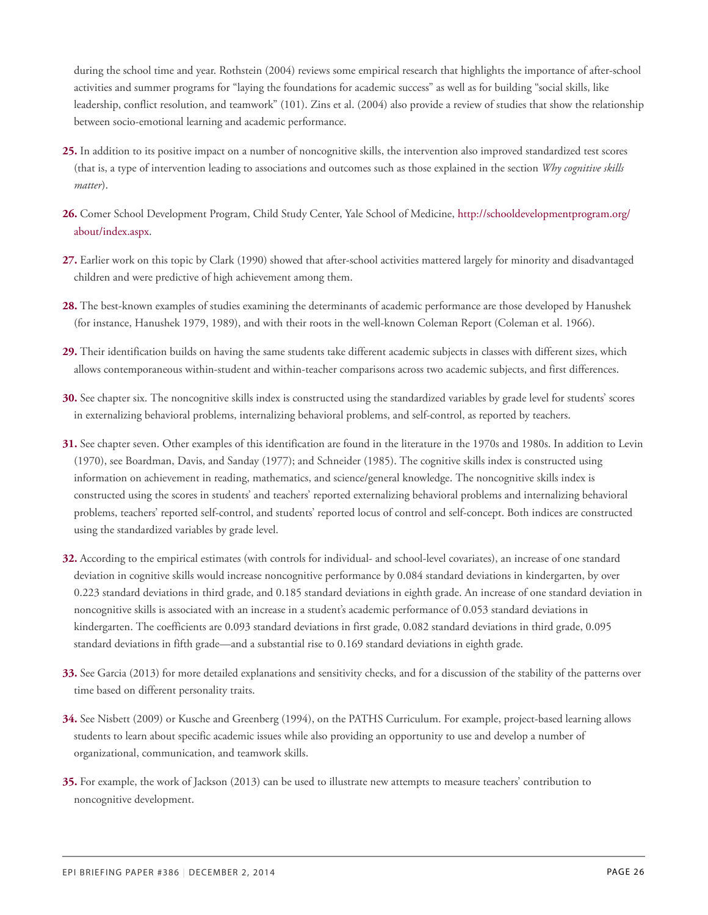during the school time and year. Rothstein (2004) reviews some empirical research that highlights the importance of after-school activities and summer programs for "laying the foundations for academic success" as well as for building "social skills, like leadership, conflict resolution, and teamwork" (101). Zins et al. (2004) also provide a review of studies that show the relationship between socio-emotional learning and academic performance.

**25.** In addition to its positive impact on a number of noncognitive skills, the intervention also improved standardized test scores (that is, a type of intervention leading to associations and outcomes such as those explained in the section *Why cognitive skills matter*).

**26.** Comer School Development Program, Child Study Center, Yale School of Medicine, http://schooldevelopmentprogram.org/about/index.aspx.

**27.** Earlier work on this topic by Clark (1990) showed that after-school activities mattered largely for minority and disadvantaged children and were predictive of high achievement among them.

**28.** The best-known examples of studies examining the determinants of academic performance are those developed by Hanushek (for instance, Hanushek 1979, 1989), and with their roots in the well-known Coleman Report (Coleman et al. 1966).

**29.** Their identification builds on having the same students take different academic subjects in classes with different sizes, which allows contemporaneous within-student and within-teacher comparisons across two academic subjects, and first differences.

**30.** See chapter six. The noncognitive skills index is constructed using the standardized variables by grade level for students' scores in externalizing behavioral problems, internalizing behavioral problems, and self-control, as reported by teachers.

**31.** See chapter seven. Other examples of this identification are found in the literature in the 1970s and 1980s. In addition to Levin (1970), see Boardman, Davis, and Sanday (1977); and Schneider (1985). The cognitive skills index is constructed using information on achievement in reading, mathematics, and science/general knowledge. The noncognitive skills index is constructed using the scores in students' and teachers' reported externalizing behavioral problems and internalizing behavioral problems, teachers' reported self-control, and students' reported locus of control and self-concept. Both indices are constructed using the standardized variables by grade level.

**32.** According to the empirical estimates (with controls for individual- and school-level covariates), an increase of one standard deviation in cognitive skills would increase noncognitive performance by 0.084 standard deviations in kindergarten, by over 0.223 standard deviations in third grade, and 0.185 standard deviations in eighth grade. An increase of one standard deviation in noncognitive skills is associated with an increase in a student's academic performance of 0.053 standard deviations in kindergarten. The coefficients are 0.093 standard deviations in first grade, 0.082 standard deviations in third grade, 0.095 standard deviations in fifth grade—and a substantial rise to 0.169 standard deviations in eighth grade.

**33.** See Garcia (2013) for more detailed explanations and sensitivity checks, and for a discussion of the stability of the patterns over time based on different personality traits.

**34.** See Nisbett (2009) or Kusche and Greenberg (1994), on the PATHS Curriculum. For example, project-based learning allows students to learn about specific academic issues while also providing an opportunity to use and develop a number of organizational, communication, and teamwork skills.

**35.** For example, the work of Jackson (2013) can be used to illustrate new attempts to measure teachers' contribution to noncognitive development.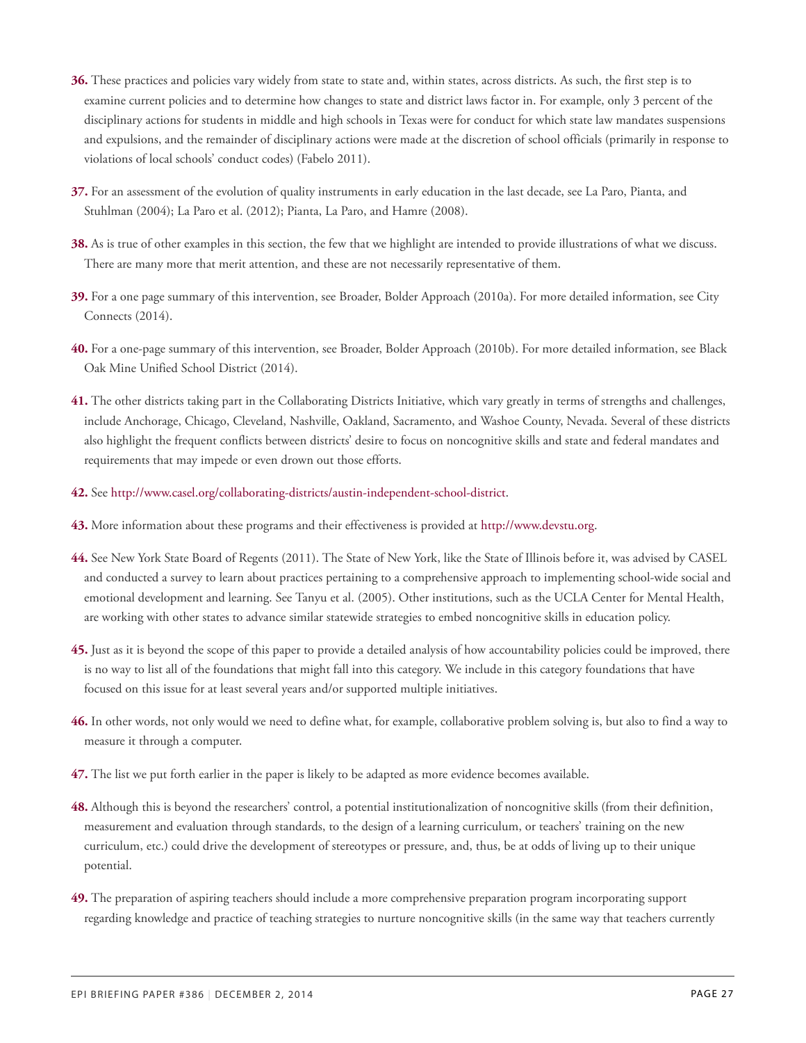**36.** These practices and policies vary widely from state to state and, within states, across districts. As such, the first step is to examine current policies and to determine how changes to state and district laws factor in. For example, only 3 percent of the disciplinary actions for students in middle and high schools in Texas were for conduct for which state law mandates suspensions and expulsions, and the remainder of disciplinary actions were made at the discretion of school officials (primarily in response to violations of local schools' conduct codes) (Fabelo 2011).

**37.** For an assessment of the evolution of quality instruments in early education in the last decade, see La Paro, Pianta, and Stuhlman (2004); La Paro et al. (2012); Pianta, La Paro, and Hamre (2008).

**38.** As is true of other examples in this section, the few that we highlight are intended to provide illustrations of what we discuss. There are many more that merit attention, and these are not necessarily representative of them.

**39.** For a one page summary of this intervention, see Broader, Bolder Approach (2010a). For more detailed information, see City Connects (2014).

**40.** For a one-page summary of this intervention, see Broader, Bolder Approach (2010b). For more detailed information, see Black Oak Mine Unified School District (2014).

**41.** The other districts taking part in the Collaborating Districts Initiative, which vary greatly in terms of strengths and challenges, include Anchorage, Chicago, Cleveland, Nashville, Oakland, Sacramento, and Washoe County, Nevada. Several of these districts also highlight the frequent conflicts between districts' desire to focus on noncognitive skills and state and federal mandates and requirements that may impede or even drown out those efforts.

**42.** See http://www.casel.org/collaborating-districts/austin-independent-school-district.

**43.** More information about these programs and their effectiveness is provided at http://www.devstu.org.

**44.** See New York State Board of Regents (2011). The State of New York, like the State of Illinois before it, was advised by CASEL and conducted a survey to learn about practices pertaining to a comprehensive approach to implementing school-wide social and emotional development and learning. See Tanyu et al. (2005). Other institutions, such as the UCLA Center for Mental Health, are working with other states to advance similar statewide strategies to embed noncognitive skills in education policy.

**45.** Just as it is beyond the scope of this paper to provide a detailed analysis of how accountability policies could be improved, there is no way to list all of the foundations that might fall into this category. We include in this category foundations that have focused on this issue for at least several years and/or supported multiple initiatives.

**46.** In other words, not only would we need to define what, for example, collaborative problem solving is, but also to find a way to measure it through a computer.

**47.** The list we put forth earlier in the paper is likely to be adapted as more evidence becomes available.

**48.** Although this is beyond the researchers' control, a potential institutionalization of noncognitive skills (from their definition, measurement and evaluation through standards, to the design of a learning curriculum, or teachers' training on the new curriculum, etc.) could drive the development of stereotypes or pressure, and, thus, be at odds of living up to their unique potential.

**49.** The preparation of aspiring teachers should include a more comprehensive preparation program incorporating support regarding knowledge and practice of teaching strategies to nurture noncognitive skills (in the same way that teachers currently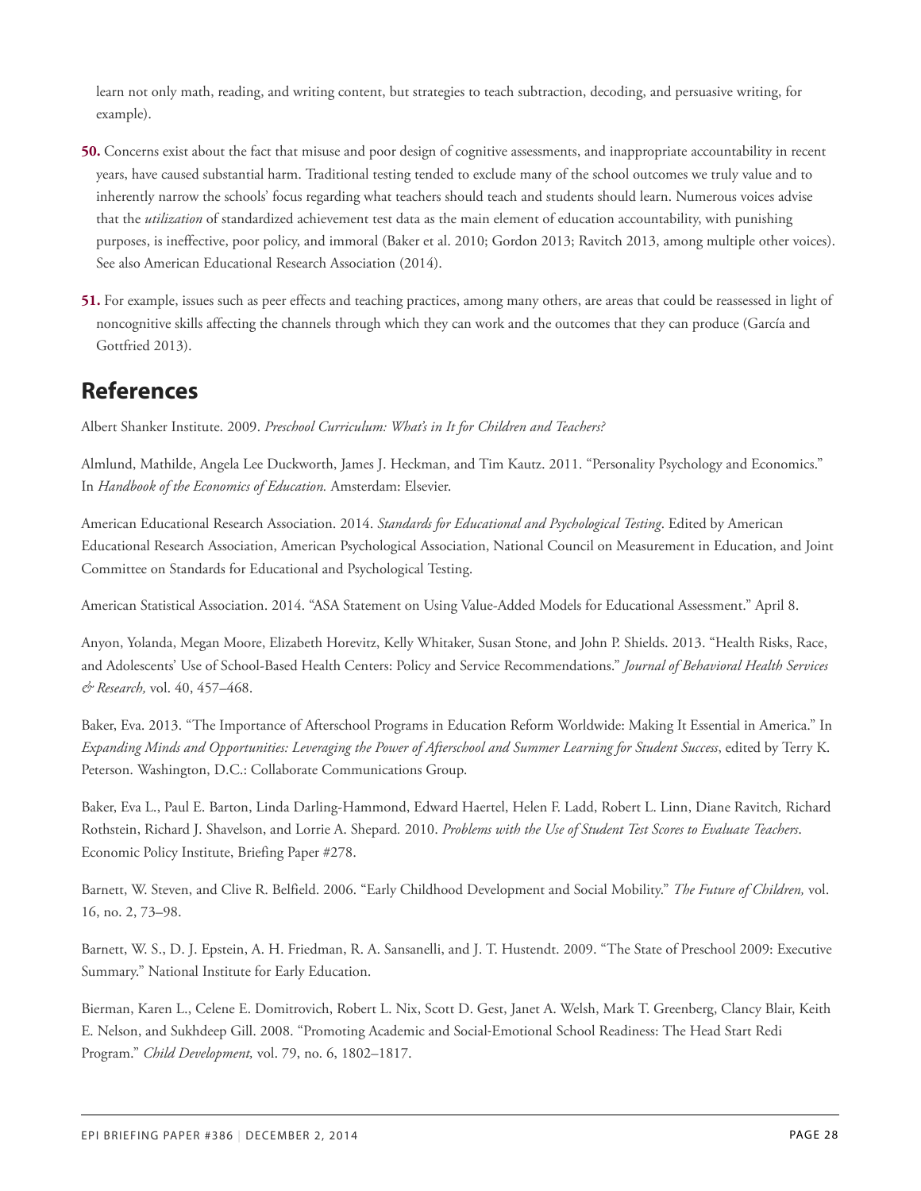learn not only math, reading, and writing content, but strategies to teach subtraction, decoding, and persuasive writing, for example).

**50.** Concerns exist about the fact that misuse and poor design of cognitive assessments, and inappropriate accountability in recent years, have caused substantial harm. Traditional testing tended to exclude many of the school outcomes we truly value and to inherently narrow the schools' focus regarding what teachers should teach and students should learn. Numerous voices advise that the *utilization* of standardized achievement test data as the main element of education accountability, with punishing purposes, is ineffective, poor policy, and immoral (Baker et al. 2010; Gordon 2013; Ravitch 2013, among multiple other voices). See also American Educational Research Association (2014).

**51.** For example, issues such as peer effects and teaching practices, among many others, are areas that could be reassessed in light of noncognitive skills affecting the channels through which they can work and the outcomes that they can produce (García and Gottfried 2013).

## References

Albert Shanker Institute. 2009. *Preschool Curriculum: What's in It for Children and Teachers?*

Almlund, Mathilde, Angela Lee Duckworth, James J. Heckman, and Tim Kautz. 2011. "Personality Psychology and Economics." In *Handbook of the Economics of Education.* Amsterdam: Elsevier.

American Educational Research Association. 2014. *Standards for Educational and Psychological Testing*. Edited by American Educational Research Association, American Psychological Association, National Council on Measurement in Education, and Joint Committee on Standards for Educational and Psychological Testing.

American Statistical Association. 2014. "ASA Statement on Using Value-Added Models for Educational Assessment." April 8.

Anyon, Yolanda, Megan Moore, Elizabeth Horevitz, Kelly Whitaker, Susan Stone, and John P. Shields. 2013. "Health Risks, Race, and Adolescents' Use of School-Based Health Centers: Policy and Service Recommendations." *Journal of Behavioral Health Services & Research,* vol. 40, 457–468.

Baker, Eva. 2013. "The Importance of Afterschool Programs in Education Reform Worldwide: Making It Essential in America." In *Expanding Minds and Opportunities: Leveraging the Power of Afterschool and Summer Learning for Student Success*, edited by Terry K. Peterson. Washington, D.C.: Collaborate Communications Group.

Baker, Eva L., Paul E. Barton, Linda Darling-Hammond, Edward Haertel, Helen F. Ladd, Robert L. Linn, Diane Ravitch, Richard Rothstein, Richard J. Shavelson, and Lorrie A. Shepard. 2010. *Problems with the Use of Student Test Scores to Evaluate Teachers*. Economic Policy Institute, Briefing Paper #278.

Barnett, W. Steven, and Clive R. Belfield. 2006. "Early Childhood Development and Social Mobility." *The Future of Children,* vol. 16, no. 2, 73–98.

Barnett, W. S., D. J. Epstein, A. H. Friedman, R. A. Sansanelli, and J. T. Hustendt. 2009. "The State of Preschool 2009: Executive Summary." National Institute for Early Education.

Bierman, Karen L., Celene E. Domitrovich, Robert L. Nix, Scott D. Gest, Janet A. Welsh, Mark T. Greenberg, Clancy Blair, Keith E. Nelson, and Sukhdeep Gill. 2008. "Promoting Academic and Social-Emotional School Readiness: The Head Start Redi Program." *Child Development,* vol. 79, no. 6, 1802–1817.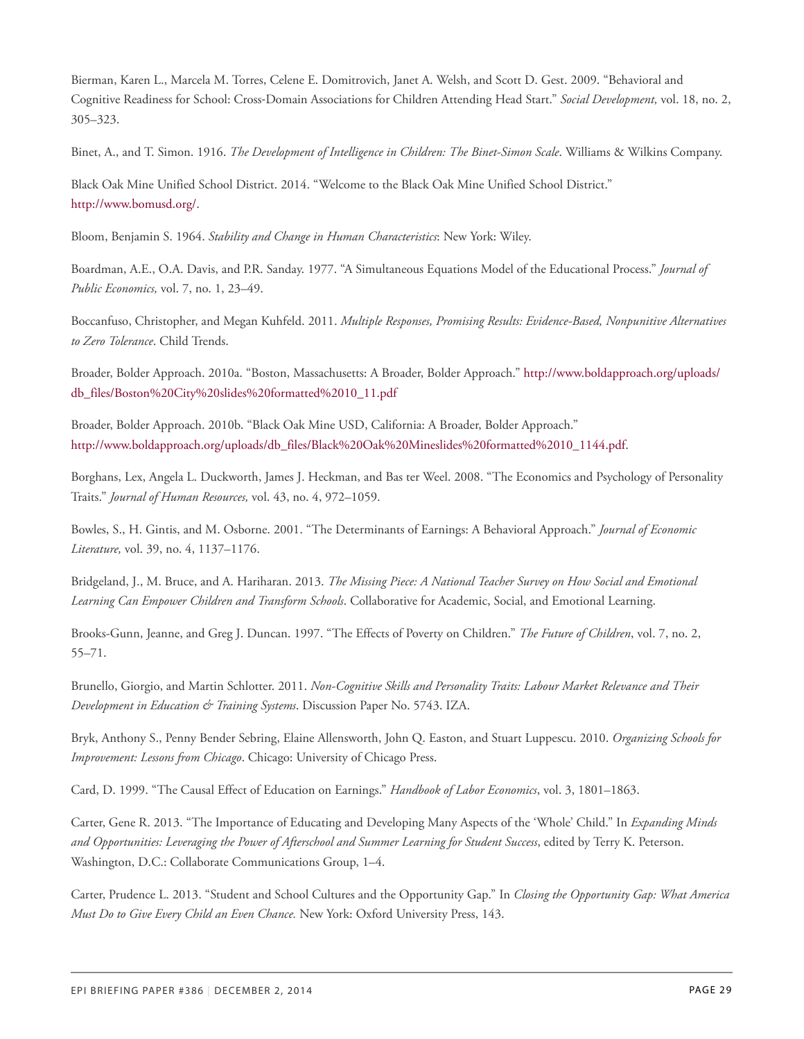Bierman, Karen L., Marcela M. Torres, Celene E. Domitrovich, Janet A. Welsh, and Scott D. Gest. 2009. “Behavioral and Cognitive Readiness for School: Cross-Domain Associations for Children Attending Head Start.” *Social Development,* vol. 18, no. 2, 305–323.

Binet, A., and T. Simon. 1916. *The Development of Intelligence in Children: The Binet-Simon Scale*. Williams & Wilkins Company.

Black Oak Mine Unified School District. 2014. “Welcome to the Black Oak Mine Unified School District.” http://www.bomusd.org/.

Bloom, Benjamin S. 1964. *Stability and Change in Human Characteristics*: New York: Wiley.

Boardman, A.E., O.A. Davis, and P.R. Sanday. 1977. “A Simultaneous Equations Model of the Educational Process.” *Journal of Public Economics,* vol. 7, no. 1, 23–49.

Boccanfuso, Christopher, and Megan Kuhfeld. 2011. *Multiple Responses, Promising Results: Evidence-Based, Nonpunitive Alternatives to Zero Tolerance*. Child Trends.

Broader, Bolder Approach. 2010a. “Boston, Massachusetts: A Broader, Bolder Approach.” http://www.boldapproach.org/uploads/db_files/Boston%20City%20slides%20formatted%2010_11.pdf

Broader, Bolder Approach. 2010b. “Black Oak Mine USD, California: A Broader, Bolder Approach.” http://www.boldapproach.org/uploads/db_files/Black%20Oak%20Mineslides%20formatted%2010_1144.pdf.

Borghans, Lex, Angela L. Duckworth, James J. Heckman, and Bas ter Weel. 2008. “The Economics and Psychology of Personality Traits.” *Journal of Human Resources,* vol. 43, no. 4, 972–1059.

Bowles, S., H. Gintis, and M. Osborne. 2001. “The Determinants of Earnings: A Behavioral Approach.” *Journal of Economic Literature,* vol. 39, no. 4, 1137–1176.

Bridgeland, J., M. Bruce, and A. Hariharan. 2013. *The Missing Piece: A National Teacher Survey on How Social and Emotional Learning Can Empower Children and Transform Schools*. Collaborative for Academic, Social, and Emotional Learning.

Brooks-Gunn, Jeanne, and Greg J. Duncan. 1997. “The Effects of Poverty on Children.” *The Future of Children*, vol. 7, no. 2, 55–71.

Brunello, Giorgio, and Martin Schlotter. 2011. *Non-Cognitive Skills and Personality Traits: Labour Market Relevance and Their Development in Education & Training Systems*. Discussion Paper No. 5743. IZA.

Bryk, Anthony S., Penny Bender Sebring, Elaine Allensworth, John Q. Easton, and Stuart Luppescu. 2010. *Organizing Schools for Improvement: Lessons from Chicago*. Chicago: University of Chicago Press.

Card, D. 1999. “The Causal Effect of Education on Earnings.” *Handbook of Labor Economics*, vol. 3, 1801–1863.

Carter, Gene R. 2013. “The Importance of Educating and Developing Many Aspects of the ‘Whole’ Child.” In *Expanding Minds and Opportunities: Leveraging the Power of Afterschool and Summer Learning for Student Success*, edited by Terry K. Peterson. Washington, D.C.: Collaborate Communications Group, 1–4.

Carter, Prudence L. 2013. “Student and School Cultures and the Opportunity Gap.” In *Closing the Opportunity Gap: What America Must Do to Give Every Child an Even Chance.* New York: Oxford University Press, 143.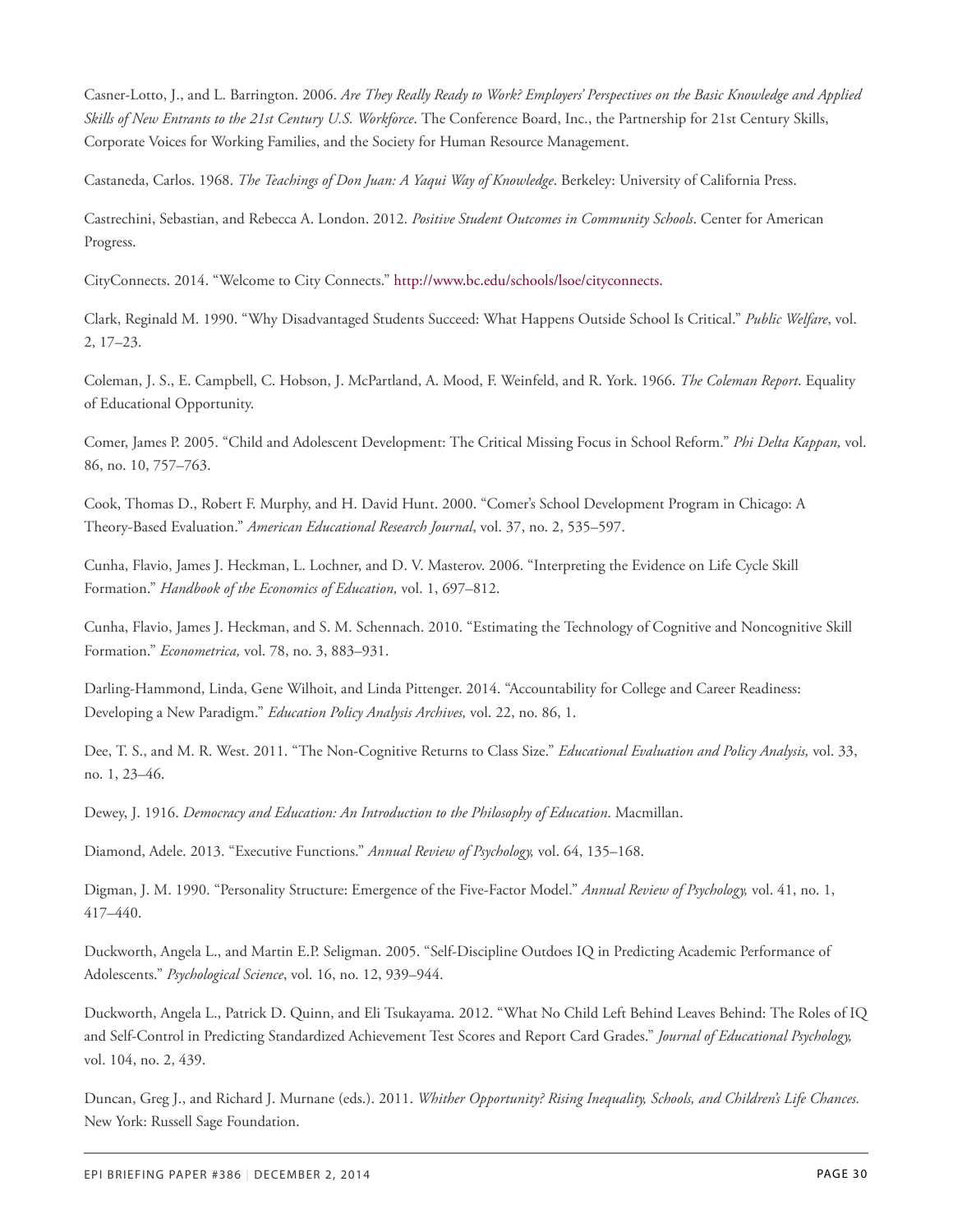Casner-Lotto, J., and L. Barrington. 2006. *Are They Really Ready to Work? Employers' Perspectives on the Basic Knowledge and Applied Skills of New Entrants to the 21st Century U.S. Workforce*. The Conference Board, Inc., the Partnership for 21st Century Skills, Corporate Voices for Working Families, and the Society for Human Resource Management.

Castaneda, Carlos. 1968. *The Teachings of Don Juan: A Yaqui Way of Knowledge*. Berkeley: University of California Press.

Castrechini, Sebastian, and Rebecca A. London. 2012. *Positive Student Outcomes in Community Schools*. Center for American Progress.

CityConnects. 2014. "Welcome to City Connects." http://www.bc.edu/schools/lsoe/cityconnects.

Clark, Reginald M. 1990. "Why Disadvantaged Students Succeed: What Happens Outside School Is Critical." *Public Welfare*, vol. 2, 17–23.

Coleman, J. S., E. Campbell, C. Hobson, J. McPartland, A. Mood, F. Weinfeld, and R. York. 1966. *The Coleman Report*. Equality of Educational Opportunity.

Comer, James P. 2005. "Child and Adolescent Development: The Critical Missing Focus in School Reform." *Phi Delta Kappan,* vol. 86, no. 10, 757–763.

Cook, Thomas D., Robert F. Murphy, and H. David Hunt. 2000. "Comer's School Development Program in Chicago: A Theory-Based Evaluation." *American Educational Research Journal*, vol. 37, no. 2, 535–597.

Cunha, Flavio, James J. Heckman, L. Lochner, and D. V. Masterov. 2006. "Interpreting the Evidence on Life Cycle Skill Formation." *Handbook of the Economics of Education,* vol. 1, 697–812.

Cunha, Flavio, James J. Heckman, and S. M. Schennach. 2010. "Estimating the Technology of Cognitive and Noncognitive Skill Formation." *Econometrica,* vol. 78, no. 3, 883–931.

Darling-Hammond, Linda, Gene Wilhoit, and Linda Pittenger. 2014. "Accountability for College and Career Readiness: Developing a New Paradigm." *Education Policy Analysis Archives,* vol. 22, no. 86, 1.

Dee, T. S., and M. R. West. 2011. "The Non-Cognitive Returns to Class Size." *Educational Evaluation and Policy Analysis,* vol. 33, no. 1, 23–46.

Dewey, J. 1916. *Democracy and Education: An Introduction to the Philosophy of Education*. Macmillan.

Diamond, Adele. 2013. "Executive Functions." *Annual Review of Psychology,* vol. 64, 135–168.

Digman, J. M. 1990. "Personality Structure: Emergence of the Five-Factor Model." *Annual Review of Psychology,* vol. 41, no. 1, 417–440.

Duckworth, Angela L., and Martin E.P. Seligman. 2005. "Self-Discipline Outdoes IQ in Predicting Academic Performance of Adolescents." *Psychological Science*, vol. 16, no. 12, 939–944.

Duckworth, Angela L., Patrick D. Quinn, and Eli Tsukayama. 2012. "What No Child Left Behind Leaves Behind: The Roles of IQ and Self-Control in Predicting Standardized Achievement Test Scores and Report Card Grades." *Journal of Educational Psychology,* vol. 104, no. 2, 439.

Duncan, Greg J., and Richard J. Murnane (eds.). 2011. *Whither Opportunity? Rising Inequality, Schools, and Children's Life Chances.* New York: Russell Sage Foundation.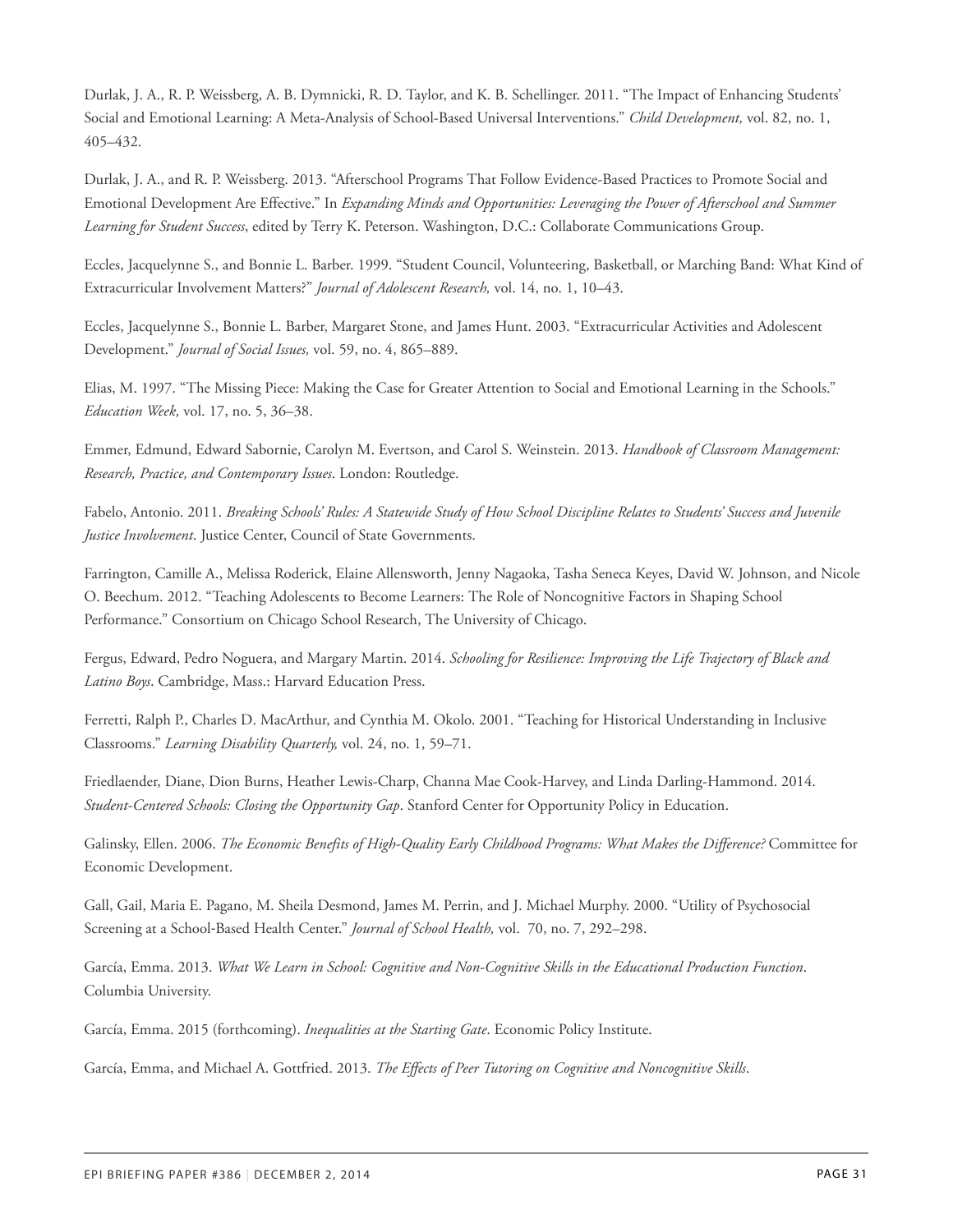Durlak, J. A., R. P. Weissberg, A. B. Dymnicki, R. D. Taylor, and K. B. Schellinger. 2011. "The Impact of Enhancing Students' Social and Emotional Learning: A Meta-Analysis of School-Based Universal Interventions." *Child Development,* vol. 82, no. 1, 405–432.

Durlak, J. A., and R. P. Weissberg. 2013. "Afterschool Programs That Follow Evidence-Based Practices to Promote Social and Emotional Development Are Effective." In *Expanding Minds and Opportunities: Leveraging the Power of Afterschool and Summer Learning for Student Success*, edited by Terry K. Peterson. Washington, D.C.: Collaborate Communications Group.

Eccles, Jacquelynne S., and Bonnie L. Barber. 1999. "Student Council, Volunteering, Basketball, or Marching Band: What Kind of Extracurricular Involvement Matters?" *Journal of Adolescent Research,* vol. 14, no. 1, 10–43.

Eccles, Jacquelynne S., Bonnie L. Barber, Margaret Stone, and James Hunt. 2003. "Extracurricular Activities and Adolescent Development." *Journal of Social Issues,* vol. 59, no. 4, 865–889.

Elias, M. 1997. "The Missing Piece: Making the Case for Greater Attention to Social and Emotional Learning in the Schools." *Education Week,* vol. 17, no. 5, 36–38.

Emmer, Edmund, Edward Sabornie, Carolyn M. Evertson, and Carol S. Weinstein. 2013. *Handbook of Classroom Management: Research, Practice, and Contemporary Issues*. London: Routledge.

Fabelo, Antonio. 2011. *Breaking Schools' Rules: A Statewide Study of How School Discipline Relates to Students' Success and Juvenile Justice Involvement*. Justice Center, Council of State Governments.

Farrington, Camille A., Melissa Roderick, Elaine Allensworth, Jenny Nagaoka, Tasha Seneca Keyes, David W. Johnson, and Nicole O. Beechum. 2012. "Teaching Adolescents to Become Learners: The Role of Noncognitive Factors in Shaping School Performance." Consortium on Chicago School Research, The University of Chicago.

Fergus, Edward, Pedro Noguera, and Margary Martin. 2014. *Schooling for Resilience: Improving the Life Trajectory of Black and Latino Boys*. Cambridge, Mass.: Harvard Education Press.

Ferretti, Ralph P., Charles D. MacArthur, and Cynthia M. Okolo. 2001. "Teaching for Historical Understanding in Inclusive Classrooms." *Learning Disability Quarterly,* vol. 24, no. 1, 59–71.

Friedlaender, Diane, Dion Burns, Heather Lewis-Charp, Channa Mae Cook-Harvey, and Linda Darling-Hammond. 2014. *Student-Centered Schools: Closing the Opportunity Gap*. Stanford Center for Opportunity Policy in Education.

Galinsky, Ellen. 2006. *The Economic Benefits of High-Quality Early Childhood Programs: What Makes the Difference?* Committee for Economic Development.

Gall, Gail, Maria E. Pagano, M. Sheila Desmond, James M. Perrin, and J. Michael Murphy. 2000. "Utility of Psychosocial Screening at a School-Based Health Center." *Journal of School Health,* vol. 70, no. 7, 292–298.

García, Emma. 2013. *What We Learn in School: Cognitive and Non-Cognitive Skills in the Educational Production Function*. Columbia University.

García, Emma. 2015 (forthcoming). *Inequalities at the Starting Gate*. Economic Policy Institute.

García, Emma, and Michael A. Gottfried. 2013. *The Effects of Peer Tutoring on Cognitive and Noncognitive Skills*.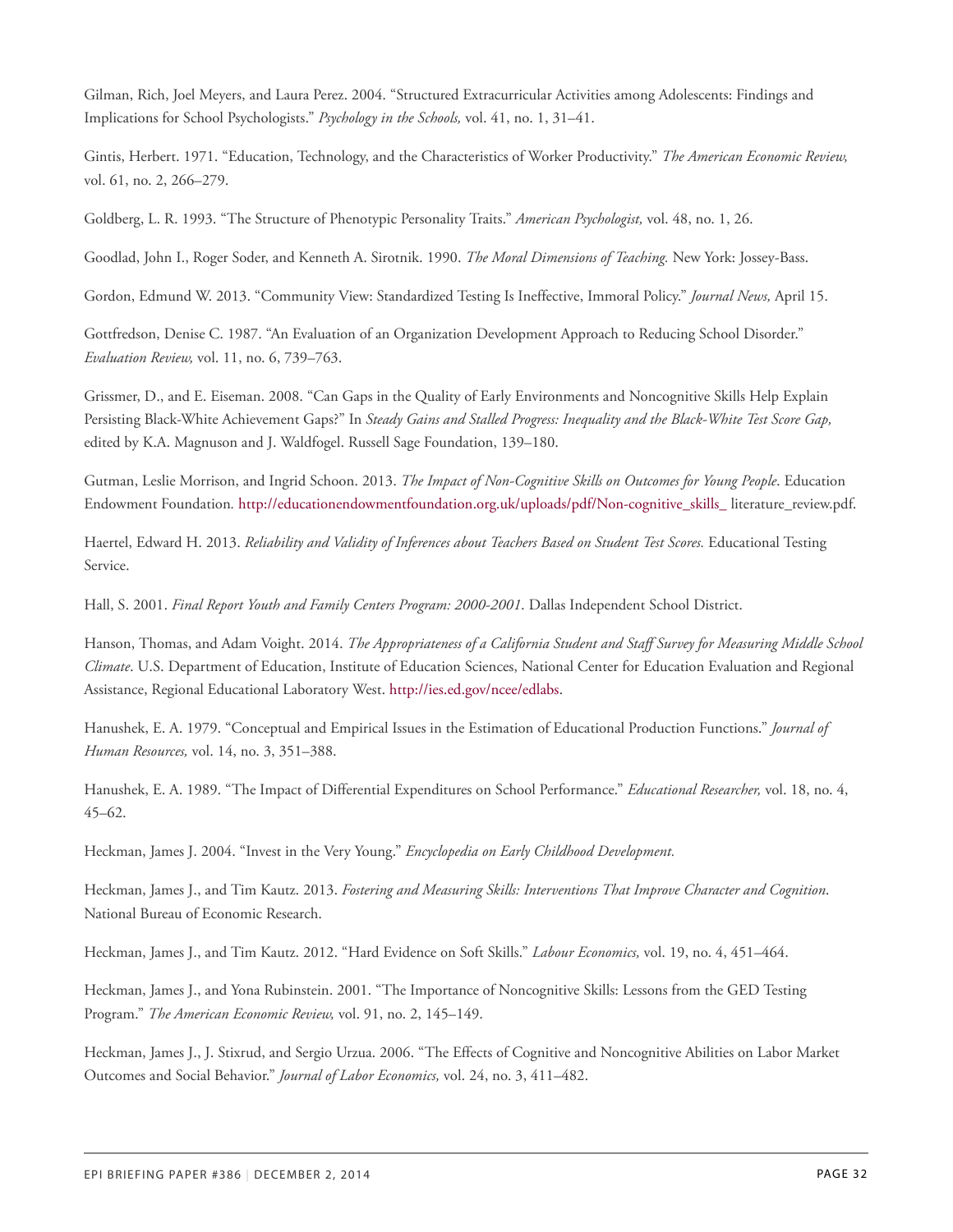Gilman, Rich, Joel Meyers, and Laura Perez. 2004. "Structured Extracurricular Activities among Adolescents: Findings and Implications for School Psychologists." *Psychology in the Schools,* vol. 41, no. 1, 31–41.

Gintis, Herbert. 1971. "Education, Technology, and the Characteristics of Worker Productivity." *The American Economic Review,* vol. 61, no. 2, 266–279.

Goldberg, L. R. 1993. "The Structure of Phenotypic Personality Traits." *American Psychologist,* vol. 48, no. 1, 26.

Goodlad, John I., Roger Soder, and Kenneth A. Sirotnik. 1990. *The Moral Dimensions of Teaching.* New York: Jossey-Bass.

Gordon, Edmund W. 2013. "Community View: Standardized Testing Is Ineffective, Immoral Policy." *Journal News,* April 15.

Gottfredson, Denise C. 1987. "An Evaluation of an Organization Development Approach to Reducing School Disorder." *Evaluation Review,* vol. 11, no. 6, 739–763.

Grissmer, D., and E. Eiseman. 2008. "Can Gaps in the Quality of Early Environments and Noncognitive Skills Help Explain Persisting Black-White Achievement Gaps?" In *Steady Gains and Stalled Progress: Inequality and the Black-White Test Score Gap,* edited by K.A. Magnuson and J. Waldfogel. Russell Sage Foundation, 139–180.

Gutman, Leslie Morrison, and Ingrid Schoon. 2013. *The Impact of Non-Cognitive Skills on Outcomes for Young People*. Education Endowment Foundation. http://educationendowmentfoundation.org.uk/uploads/pdf/Non-cognitive_skills_ literature_review.pdf.

Haertel, Edward H. 2013. *Reliability and Validity of Inferences about Teachers Based on Student Test Scores.* Educational Testing Service.

Hall, S. 2001. *Final Report Youth and Family Centers Program: 2000-2001.* Dallas Independent School District.

Hanson, Thomas, and Adam Voight. 2014. *The Appropriateness of a California Student and Staff Survey for Measuring Middle School Climate*. U.S. Department of Education, Institute of Education Sciences, National Center for Education Evaluation and Regional Assistance, Regional Educational Laboratory West. http://ies.ed.gov/ncee/edlabs.

Hanushek, E. A. 1979. "Conceptual and Empirical Issues in the Estimation of Educational Production Functions." *Journal of Human Resources,* vol. 14, no. 3, 351–388.

Hanushek, E. A. 1989. "The Impact of Differential Expenditures on School Performance." *Educational Researcher,* vol. 18, no. 4, 45–62.

Heckman, James J. 2004. "Invest in the Very Young." *Encyclopedia on Early Childhood Development.*

Heckman, James J., and Tim Kautz. 2013. *Fostering and Measuring Skills: Interventions That Improve Character and Cognition*. National Bureau of Economic Research.

Heckman, James J., and Tim Kautz. 2012. "Hard Evidence on Soft Skills." *Labour Economics,* vol. 19, no. 4, 451–464.

Heckman, James J., and Yona Rubinstein. 2001. "The Importance of Noncognitive Skills: Lessons from the GED Testing Program." *The American Economic Review,* vol. 91, no. 2, 145–149.

Heckman, James J., J. Stixrud, and Sergio Urzua. 2006. "The Effects of Cognitive and Noncognitive Abilities on Labor Market Outcomes and Social Behavior." *Journal of Labor Economics,* vol. 24, no. 3, 411–482.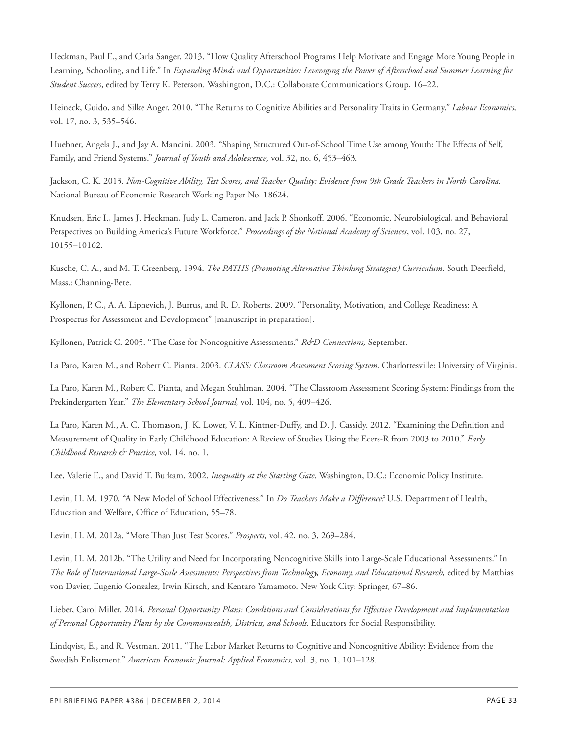Heckman, Paul E., and Carla Sanger. 2013. "How Quality Afterschool Programs Help Motivate and Engage More Young People in Learning, Schooling, and Life." In *Expanding Minds and Opportunities: Leveraging the Power of Afterschool and Summer Learning for Student Success*, edited by Terry K. Peterson. Washington, D.C.: Collaborate Communications Group, 16–22.

Heineck, Guido, and Silke Anger. 2010. "The Returns to Cognitive Abilities and Personality Traits in Germany." *Labour Economics,* vol. 17, no. 3, 535–546.

Huebner, Angela J., and Jay A. Mancini. 2003. "Shaping Structured Out-of-School Time Use among Youth: The Effects of Self, Family, and Friend Systems." *Journal of Youth and Adolescence,* vol. 32, no. 6, 453–463.

Jackson, C. K. 2013. *Non-Cognitive Ability, Test Scores, and Teacher Quality: Evidence from 9th Grade Teachers in North Carolina.* National Bureau of Economic Research Working Paper No. 18624.

Knudsen, Eric I., James J. Heckman, Judy L. Cameron, and Jack P. Shonkoff. 2006. "Economic, Neurobiological, and Behavioral Perspectives on Building America's Future Workforce." *Proceedings of the National Academy of Sciences*, vol. 103, no. 27, 10155–10162.

Kusche, C. A., and M. T. Greenberg. 1994. *The PATHS (Promoting Alternative Thinking Strategies) Curriculum*. South Deerfield, Mass.: Channing-Bete.

Kyllonen, P. C., A. A. Lipnevich, J. Burrus, and R. D. Roberts. 2009. "Personality, Motivation, and College Readiness: A Prospectus for Assessment and Development" [manuscript in preparation].

Kyllonen, Patrick C. 2005. "The Case for Noncognitive Assessments." *R&D Connections,* September.

La Paro, Karen M., and Robert C. Pianta. 2003. *CLASS: Classroom Assessment Scoring System*. Charlottesville: University of Virginia.

La Paro, Karen M., Robert C. Pianta, and Megan Stuhlman. 2004. "The Classroom Assessment Scoring System: Findings from the Prekindergarten Year." *The Elementary School Journal,* vol. 104, no. 5, 409–426.

La Paro, Karen M., A. C. Thomason, J. K. Lower, V. L. Kintner-Duffy, and D. J. Cassidy. 2012. "Examining the Definition and Measurement of Quality in Early Childhood Education: A Review of Studies Using the Ecers-R from 2003 to 2010." *Early Childhood Research & Practice,* vol. 14, no. 1.

Lee, Valerie E., and David T. Burkam. 2002. *Inequality at the Starting Gate*. Washington, D.C.: Economic Policy Institute.

Levin, H. M. 1970. "A New Model of School Effectiveness." In *Do Teachers Make a Difference?* U.S. Department of Health, Education and Welfare, Office of Education, 55–78.

Levin, H. M. 2012a. "More Than Just Test Scores." *Prospects,* vol. 42, no. 3, 269–284.

Levin, H. M. 2012b. "The Utility and Need for Incorporating Noncognitive Skills into Large-Scale Educational Assessments." In *The Role of International Large-Scale Assessments: Perspectives from Technology, Economy, and Educational Research,* edited by Matthias von Davier, Eugenio Gonzalez, Irwin Kirsch, and Kentaro Yamamoto. New York City: Springer, 67–86.

Lieber, Carol Miller. 2014. *Personal Opportunity Plans: Conditions and Considerations for Effective Development and Implementation of Personal Opportunity Plans by the Commonwealth, Districts, and Schools.* Educators for Social Responsibility.

Lindqvist, E., and R. Vestman. 2011. "The Labor Market Returns to Cognitive and Noncognitive Ability: Evidence from the Swedish Enlistment." *American Economic Journal: Applied Economics,* vol. 3, no. 1, 101–128.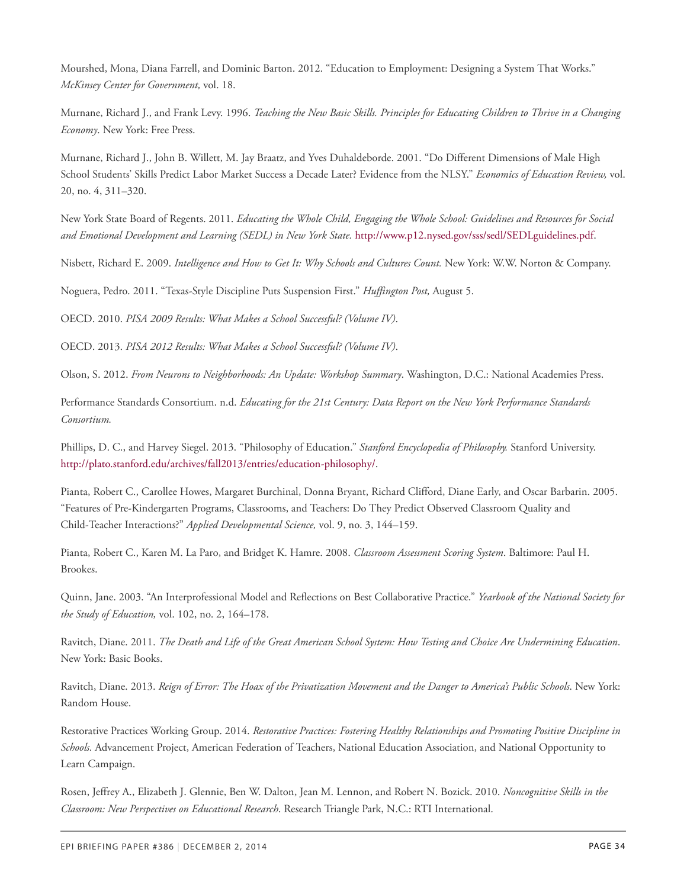Mourshed, Mona, Diana Farrell, and Dominic Barton. 2012. "Education to Employment: Designing a System That Works." *McKinsey Center for Government,* vol. 18.

Murnane, Richard J., and Frank Levy. 1996. *Teaching the New Basic Skills. Principles for Educating Children to Thrive in a Changing Economy*. New York: Free Press.

Murnane, Richard J., John B. Willett, M. Jay Braatz, and Yves Duhaldeborde. 2001. "Do Different Dimensions of Male High School Students' Skills Predict Labor Market Success a Decade Later? Evidence from the NLSY." *Economics of Education Review,* vol. 20, no. 4, 311–320.

New York State Board of Regents. 2011. *Educating the Whole Child, Engaging the Whole School: Guidelines and Resources for Social and Emotional Development and Learning (SEDL) in New York State.* http://www.p12.nysed.gov/sss/sedl/SEDLguidelines.pdf.

Nisbett, Richard E. 2009. *Intelligence and How to Get It: Why Schools and Cultures Count.* New York: W.W. Norton & Company.

Noguera, Pedro. 2011. "Texas-Style Discipline Puts Suspension First." *Huffington Post,* August 5.

OECD. 2010. *PISA 2009 Results: What Makes a School Successful? (Volume IV)*.

OECD. 2013. *PISA 2012 Results: What Makes a School Successful? (Volume IV)*.

Olson, S. 2012. *From Neurons to Neighborhoods: An Update: Workshop Summary*. Washington, D.C.: National Academies Press.

Performance Standards Consortium. n.d. *Educating for the 21st Century: Data Report on the New York Performance Standards Consortium.*

Phillips, D. C., and Harvey Siegel. 2013. "Philosophy of Education." *Stanford Encyclopedia of Philosophy.* Stanford University. http://plato.stanford.edu/archives/fall2013/entries/education-philosophy/.

Pianta, Robert C., Carollee Howes, Margaret Burchinal, Donna Bryant, Richard Clifford, Diane Early, and Oscar Barbarin. 2005. "Features of Pre-Kindergarten Programs, Classrooms, and Teachers: Do They Predict Observed Classroom Quality and Child-Teacher Interactions?" *Applied Developmental Science,* vol. 9, no. 3, 144–159.

Pianta, Robert C., Karen M. La Paro, and Bridget K. Hamre. 2008. *Classroom Assessment Scoring System*. Baltimore: Paul H. Brookes.

Quinn, Jane. 2003. "An Interprofessional Model and Reflections on Best Collaborative Practice." *Yearbook of the National Society for the Study of Education,* vol. 102, no. 2, 164–178.

Ravitch, Diane. 2011. *The Death and Life of the Great American School System: How Testing and Choice Are Undermining Education*. New York: Basic Books.

Ravitch, Diane. 2013. *Reign of Error: The Hoax of the Privatization Movement and the Danger to America's Public Schools*. New York: Random House.

Restorative Practices Working Group. 2014. *Restorative Practices: Fostering Healthy Relationships and Promoting Positive Discipline in Schools.* Advancement Project, American Federation of Teachers, National Education Association, and National Opportunity to Learn Campaign.

Rosen, Jeffrey A., Elizabeth J. Glennie, Ben W. Dalton, Jean M. Lennon, and Robert N. Bozick. 2010. *Noncognitive Skills in the Classroom: New Perspectives on Educational Research*. Research Triangle Park, N.C.: RTI International.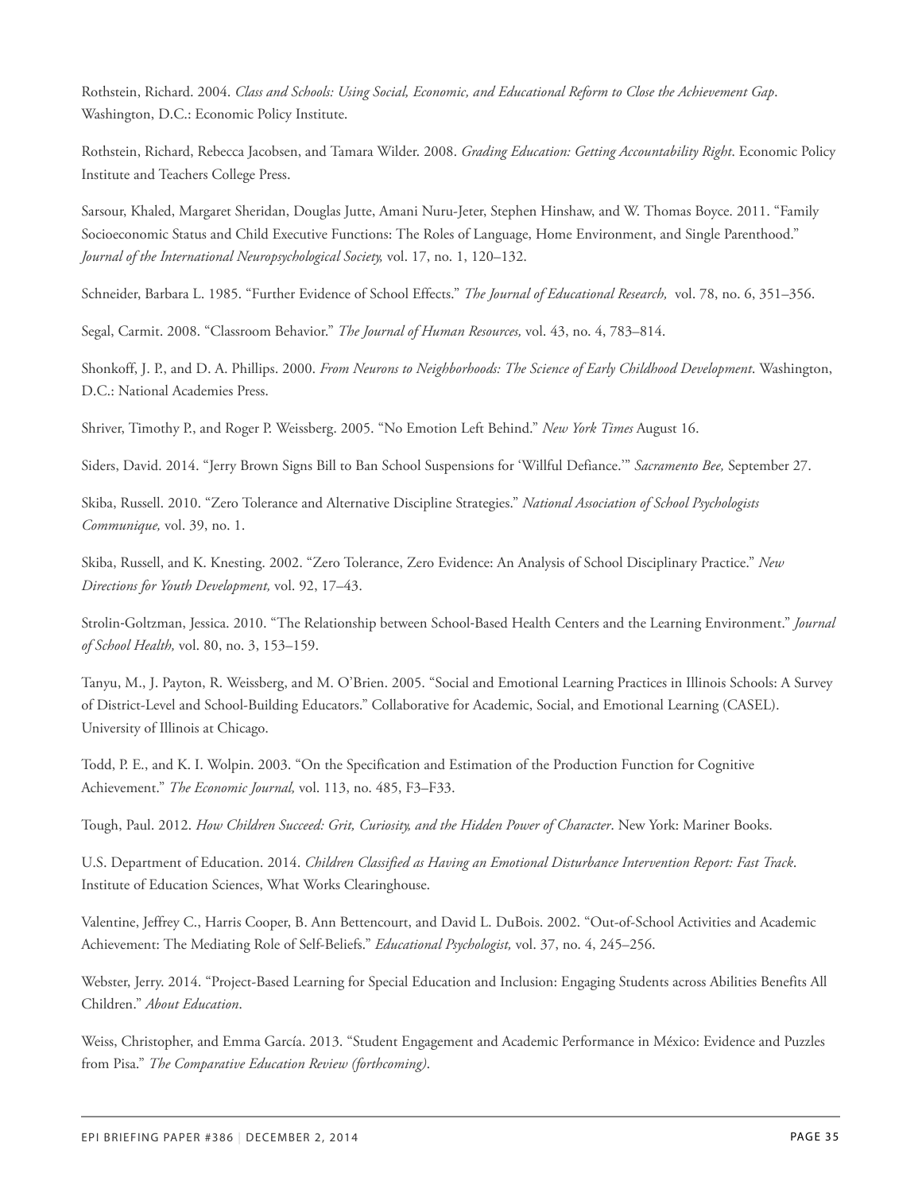Rothstein, Richard. 2004. *Class and Schools: Using Social, Economic, and Educational Reform to Close the Achievement Gap*. Washington, D.C.: Economic Policy Institute.

Rothstein, Richard, Rebecca Jacobsen, and Tamara Wilder. 2008. *Grading Education: Getting Accountability Right*. Economic Policy Institute and Teachers College Press.

Sarsour, Khaled, Margaret Sheridan, Douglas Jutte, Amani Nuru-Jeter, Stephen Hinshaw, and W. Thomas Boyce. 2011. "Family Socioeconomic Status and Child Executive Functions: The Roles of Language, Home Environment, and Single Parenthood." *Journal of the International Neuropsychological Society,* vol. 17, no. 1, 120–132.

Schneider, Barbara L. 1985. "Further Evidence of School Effects." *The Journal of Educational Research,* vol. 78, no. 6, 351–356.

Segal, Carmit. 2008. "Classroom Behavior." *The Journal of Human Resources,* vol. 43, no. 4, 783–814.

Shonkoff, J. P., and D. A. Phillips. 2000. *From Neurons to Neighborhoods: The Science of Early Childhood Development*. Washington, D.C.: National Academies Press.

Shriver, Timothy P., and Roger P. Weissberg. 2005. "No Emotion Left Behind." *New York Times* August 16.

Siders, David. 2014. "Jerry Brown Signs Bill to Ban School Suspensions for 'Willful Defiance.'" *Sacramento Bee,* September 27.

Skiba, Russell. 2010. "Zero Tolerance and Alternative Discipline Strategies." *National Association of School Psychologists Communique,* vol. 39, no. 1.

Skiba, Russell, and K. Knesting. 2002. "Zero Tolerance, Zero Evidence: An Analysis of School Disciplinary Practice." *New Directions for Youth Development,* vol. 92, 17–43.

Strolin-Goltzman, Jessica. 2010. "The Relationship between School-Based Health Centers and the Learning Environment." *Journal of School Health,* vol. 80, no. 3, 153–159.

Tanyu, M., J. Payton, R. Weissberg, and M. O'Brien. 2005. "Social and Emotional Learning Practices in Illinois Schools: A Survey of District-Level and School-Building Educators." Collaborative for Academic, Social, and Emotional Learning (CASEL). University of Illinois at Chicago.

Todd, P. E., and K. I. Wolpin. 2003. "On the Specification and Estimation of the Production Function for Cognitive Achievement." *The Economic Journal,* vol. 113, no. 485, F3–F33.

Tough, Paul. 2012. *How Children Succeed: Grit, Curiosity, and the Hidden Power of Character*. New York: Mariner Books.

U.S. Department of Education. 2014. *Children Classified as Having an Emotional Disturbance Intervention Report: Fast Track*. Institute of Education Sciences, What Works Clearinghouse.

Valentine, Jeffrey C., Harris Cooper, B. Ann Bettencourt, and David L. DuBois. 2002. "Out-of-School Activities and Academic Achievement: The Mediating Role of Self-Beliefs." *Educational Psychologist,* vol. 37, no. 4, 245–256.

Webster, Jerry. 2014. "Project-Based Learning for Special Education and Inclusion: Engaging Students across Abilities Benefits All Children." *About Education*.

Weiss, Christopher, and Emma García. 2013. "Student Engagement and Academic Performance in México: Evidence and Puzzles from Pisa." *The Comparative Education Review (forthcoming)*.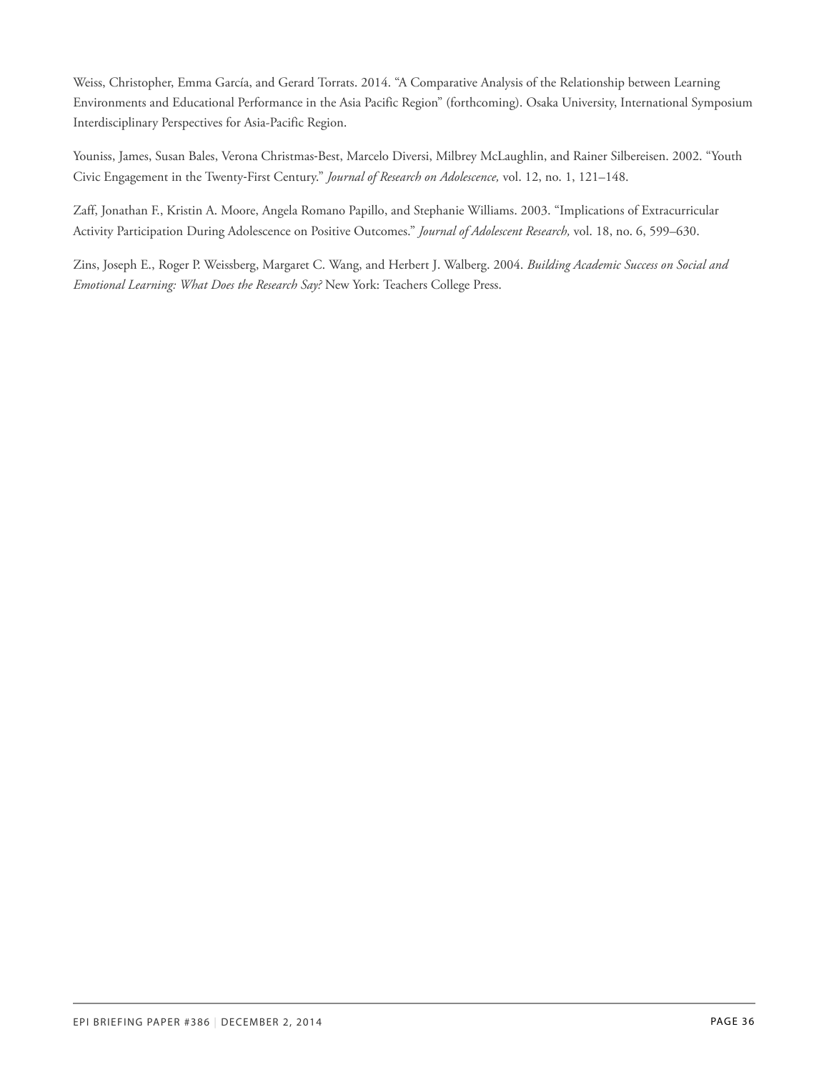Weiss, Christopher, Emma García, and Gerard Torrats. 2014. "A Comparative Analysis of the Relationship between Learning Environments and Educational Performance in the Asia Pacific Region" (forthcoming). Osaka University, International Symposium Interdisciplinary Perspectives for Asia-Pacific Region.

Youniss, James, Susan Bales, Verona Christmas-Best, Marcelo Diversi, Milbrey McLaughlin, and Rainer Silbereisen. 2002. "Youth Civic Engagement in the Twenty-First Century." *Journal of Research on Adolescence,* vol. 12, no. 1, 121–148.

Zaff, Jonathan F., Kristin A. Moore, Angela Romano Papillo, and Stephanie Williams. 2003. "Implications of Extracurricular Activity Participation During Adolescence on Positive Outcomes." *Journal of Adolescent Research,* vol. 18, no. 6, 599–630.

Zins, Joseph E., Roger P. Weissberg, Margaret C. Wang, and Herbert J. Walberg. 2004. *Building Academic Success on Social and Emotional Learning: What Does the Research Say?* New York: Teachers College Press.